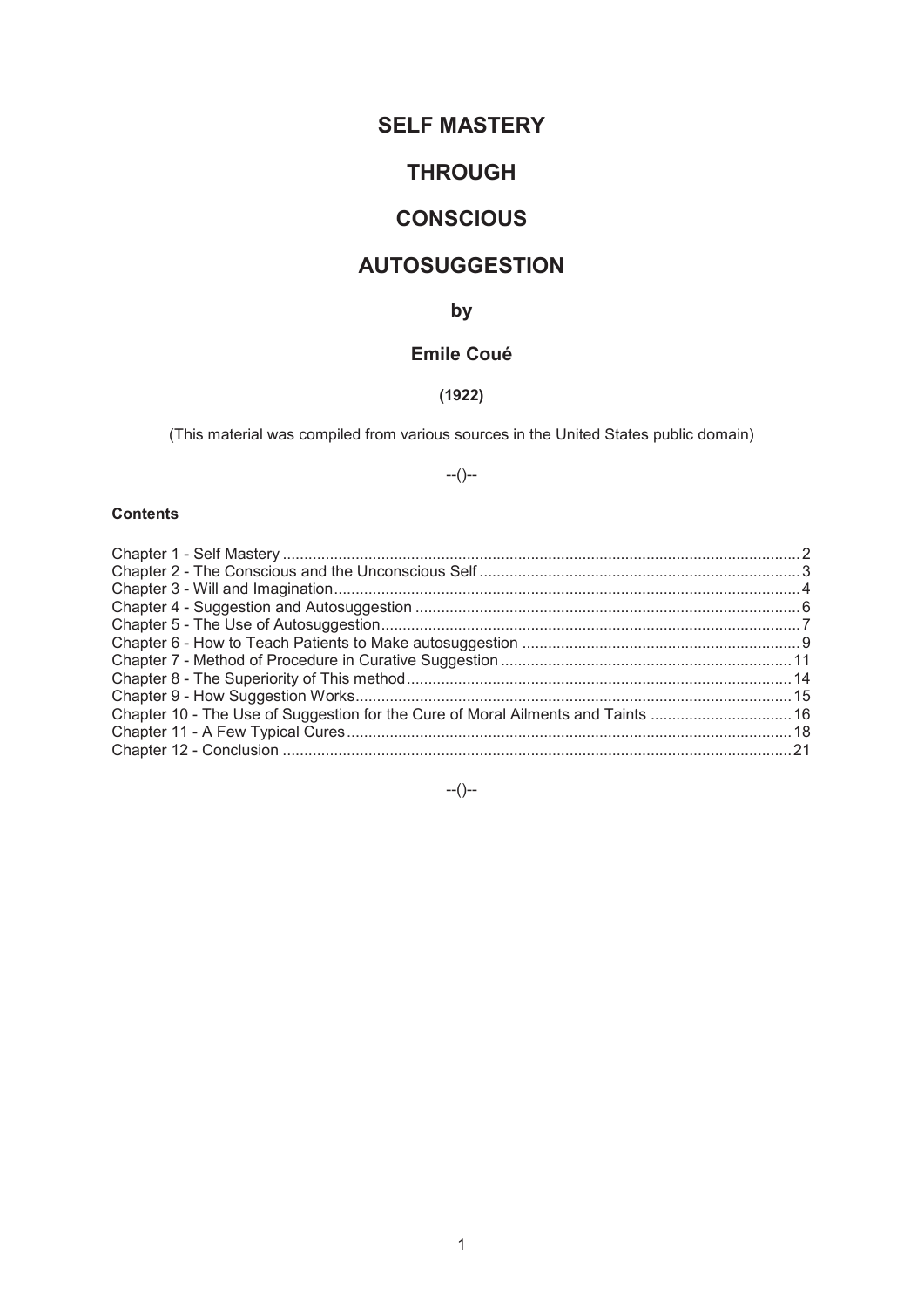# SELF MASTERY

# THROUGH

# CONSCIOUS

# AUTOSUGGESTION

## by

## Emile Coué

**(1922)**

(This material was compiled from various sources in the United States public domain)

--()--

**Contents**

Chapter 1 - Self Mastery ........ 2
Chapter 2 - The Conscious and the Unconscious Self ........ 3
Chapter 3 - Will and Imagination ........ 4
Chapter 4 - Suggestion and Autosuggestion ........ 6
Chapter 5 - The Use of Autosuggestion ........ 7
Chapter 6 - How to Teach Patients to Make autosuggestion ........ 9
Chapter 7 - Method of Procedure in Curative Suggestion ........ 11
Chapter 8 - The Superiority of This method ........ 14
Chapter 9 - How Suggestion Works ........ 15
Chapter 10 - The Use of Suggestion for the Cure of Moral Ailments and Taints ........ 16
Chapter 11 - A Few Typical Cures ........ 18
Chapter 12 - Conclusion ........ 21

--()--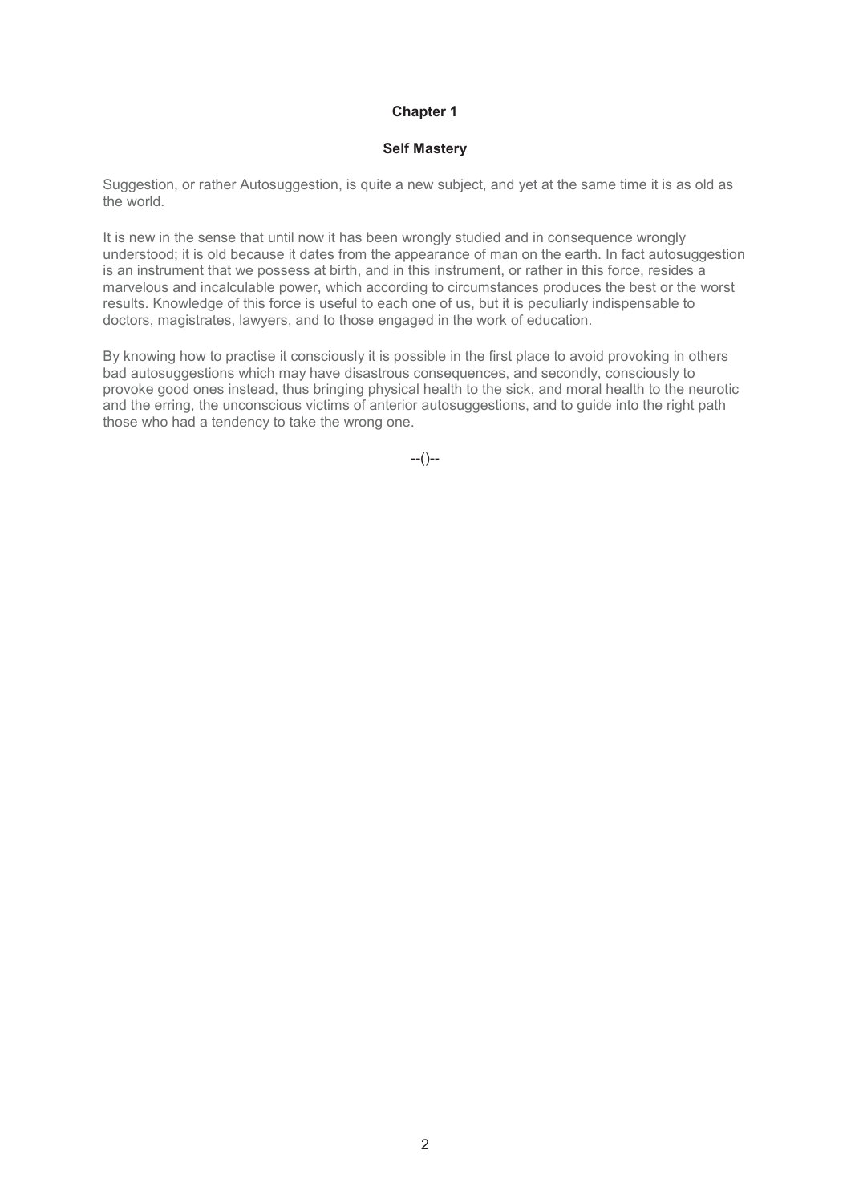# Chapter 1

## Self Mastery

Suggestion, or rather Autosuggestion, is quite a new subject, and yet at the same time it is as old as the world.

It is new in the sense that until now it has been wrongly studied and in consequence wrongly understood; it is old because it dates from the appearance of man on the earth. In fact autosuggestion is an instrument that we possess at birth, and in this instrument, or rather in this force, resides a marvelous and incalculable power, which according to circumstances produces the best or the worst results. Knowledge of this force is useful to each one of us, but it is peculiarly indispensable to doctors, magistrates, lawyers, and to those engaged in the work of education.

By knowing how to practise it consciously it is possible in the first place to avoid provoking in others bad autosuggestions which may have disastrous consequences, and secondly, consciously to provoke good ones instead, thus bringing physical health to the sick, and moral health to the neurotic and the erring, the unconscious victims of anterior autosuggestions, and to guide into the right path those who had a tendency to take the wrong one.

--()--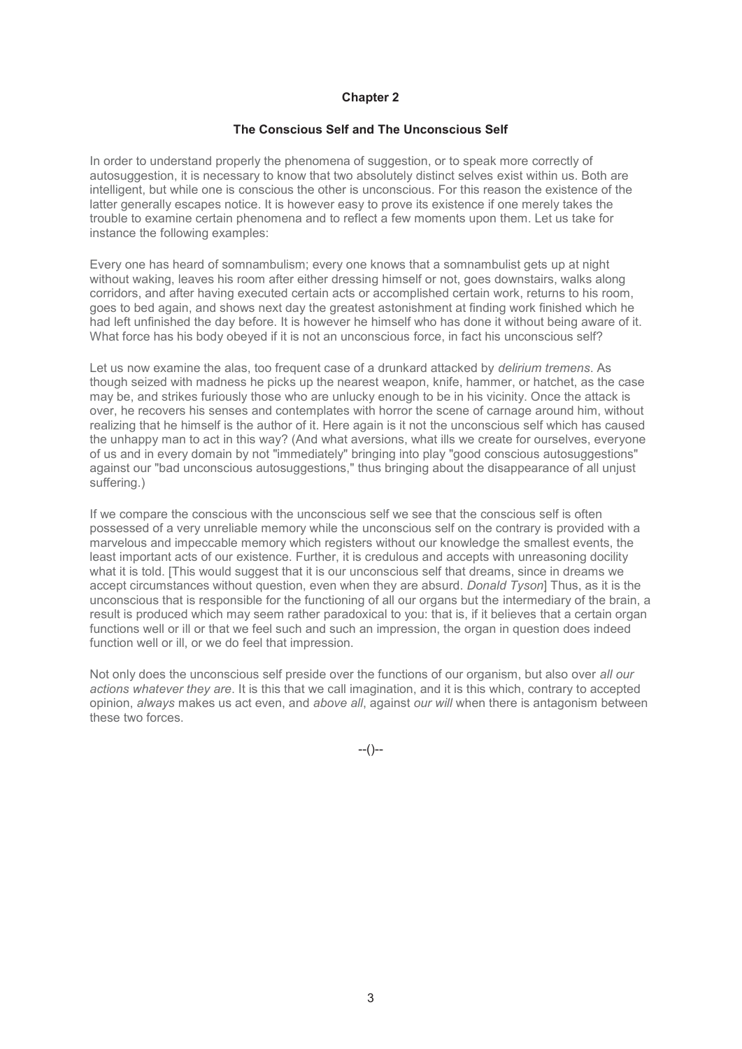## Chapter 2

### The Conscious Self and The Unconscious Self

In order to understand properly the phenomena of suggestion, or to speak more correctly of autosuggestion, it is necessary to know that two absolutely distinct selves exist within us. Both are intelligent, but while one is conscious the other is unconscious. For this reason the existence of the latter generally escapes notice. It is however easy to prove its existence if one merely takes the trouble to examine certain phenomena and to reflect a few moments upon them. Let us take for instance the following examples:

Every one has heard of somnambulism; every one knows that a somnambulist gets up at night without waking, leaves his room after either dressing himself or not, goes downstairs, walks along corridors, and after having executed certain acts or accomplished certain work, returns to his room, goes to bed again, and shows next day the greatest astonishment at finding work finished which he had left unfinished the day before. It is however he himself who has done it without being aware of it. What force has his body obeyed if it is not an unconscious force, in fact his unconscious self?

Let us now examine the alas, too frequent case of a drunkard attacked by *delirium tremens*. As though seized with madness he picks up the nearest weapon, knife, hammer, or hatchet, as the case may be, and strikes furiously those who are unlucky enough to be in his vicinity. Once the attack is over, he recovers his senses and contemplates with horror the scene of carnage around him, without realizing that he himself is the author of it. Here again is it not the unconscious self which has caused the unhappy man to act in this way? (And what aversions, what ills we create for ourselves, everyone of us and in every domain by not "immediately" bringing into play "good conscious autosuggestions" against our "bad unconscious autosuggestions," thus bringing about the disappearance of all unjust suffering.)

If we compare the conscious with the unconscious self we see that the conscious self is often possessed of a very unreliable memory while the unconscious self on the contrary is provided with a marvelous and impeccable memory which registers without our knowledge the smallest events, the least important acts of our existence. Further, it is credulous and accepts with unreasoning docility what it is told. [This would suggest that it is our unconscious self that dreams, since in dreams we accept circumstances without question, even when they are absurd. *Donald Tyson*] Thus, as it is the unconscious that is responsible for the functioning of all our organs but the intermediary of the brain, a result is produced which may seem rather paradoxical to you: that is, if it believes that a certain organ functions well or ill or that we feel such and such an impression, the organ in question does indeed function well or ill, or we do feel that impression.

Not only does the unconscious self preside over the functions of our organism, but also over *all our actions whatever they are*. It is this that we call imagination, and it is this which, contrary to accepted opinion, *always* makes us act even, and *above all*, against *our will* when there is antagonism between these two forces.

--()--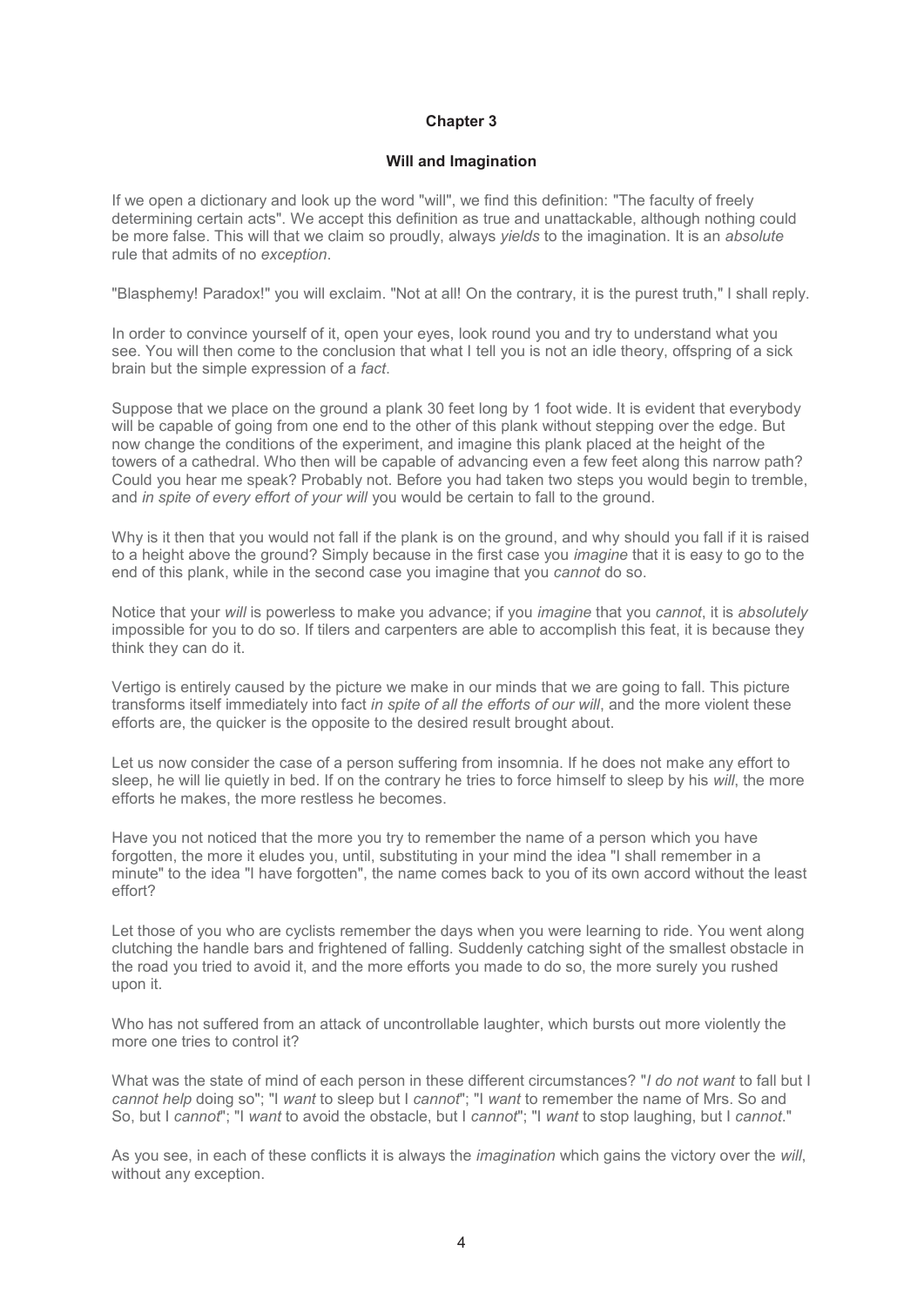## Chapter 3

### Will and Imagination

If we open a dictionary and look up the word "will", we find this definition: "The faculty of freely determining certain acts". We accept this definition as true and unattackable, although nothing could be more false. This will that we claim so proudly, always *yields* to the imagination. It is an *absolute* rule that admits of no *exception*.

"Blasphemy! Paradox!" you will exclaim. "Not at all! On the contrary, it is the purest truth," I shall reply.

In order to convince yourself of it, open your eyes, look round you and try to understand what you see. You will then come to the conclusion that what I tell you is not an idle theory, offspring of a sick brain but the simple expression of a *fact*.

Suppose that we place on the ground a plank 30 feet long by 1 foot wide. It is evident that everybody will be capable of going from one end to the other of this plank without stepping over the edge. But now change the conditions of the experiment, and imagine this plank placed at the height of the towers of a cathedral. Who then will be capable of advancing even a few feet along this narrow path? Could you hear me speak? Probably not. Before you had taken two steps you would begin to tremble, and *in spite of every effort of your will* you would be certain to fall to the ground.

Why is it then that you would not fall if the plank is on the ground, and why should you fall if it is raised to a height above the ground? Simply because in the first case you *imagine* that it is easy to go to the end of this plank, while in the second case you imagine that you *cannot* do so.

Notice that your *will* is powerless to make you advance; if you *imagine* that you *cannot*, it is *absolutely* impossible for you to do so. If tilers and carpenters are able to accomplish this feat, it is because they think they can do it.

Vertigo is entirely caused by the picture we make in our minds that we are going to fall. This picture transforms itself immediately into fact *in spite of all the efforts of our will*, and the more violent these efforts are, the quicker is the opposite to the desired result brought about.

Let us now consider the case of a person suffering from insomnia. If he does not make any effort to sleep, he will lie quietly in bed. If on the contrary he tries to force himself to sleep by his *will*, the more efforts he makes, the more restless he becomes.

Have you not noticed that the more you try to remember the name of a person which you have forgotten, the more it eludes you, until, substituting in your mind the idea "I shall remember in a minute" to the idea "I have forgotten", the name comes back to you of its own accord without the least effort?

Let those of you who are cyclists remember the days when you were learning to ride. You went along clutching the handle bars and frightened of falling. Suddenly catching sight of the smallest obstacle in the road you tried to avoid it, and the more efforts you made to do so, the more surely you rushed upon it.

Who has not suffered from an attack of uncontrollable laughter, which bursts out more violently the more one tries to control it?

What was the state of mind of each person in these different circumstances? "*I do not want* to fall but I *cannot help* doing so"; "I *want* to sleep but I *cannot*"; "I *want* to remember the name of Mrs. So and So, but I *cannot*"; "I *want* to avoid the obstacle, but I *cannot*"; "I *want* to stop laughing, but I *cannot*."

As you see, in each of these conflicts it is always the *imagination* which gains the victory over the *will*, without any exception.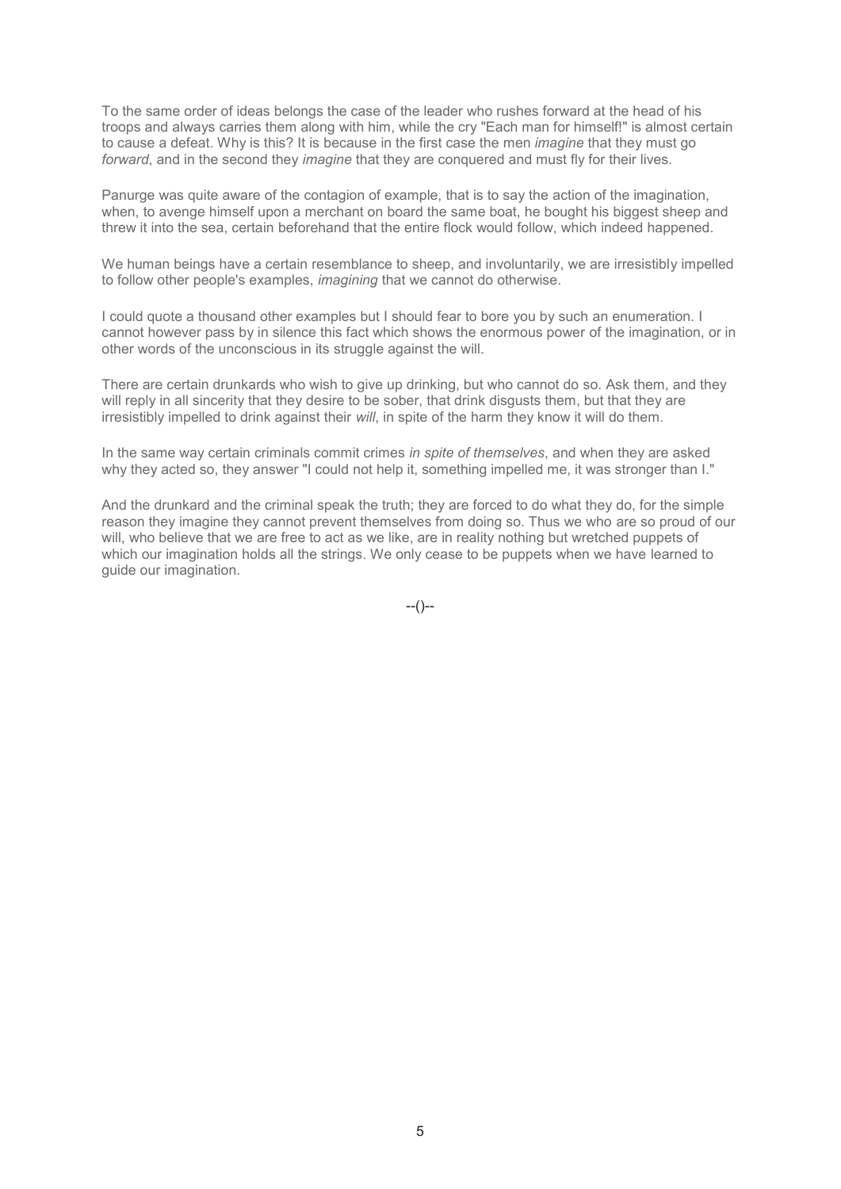To the same order of ideas belongs the case of the leader who rushes forward at the head of his troops and always carries them along with him, while the cry "Each man for himself!" is almost certain to cause a defeat. Why is this? It is because in the first case the men *imagine* that they must go *forward*, and in the second they *imagine* that they are conquered and must fly for their lives.

Panurge was quite aware of the contagion of example, that is to say the action of the imagination, when, to avenge himself upon a merchant on board the same boat, he bought his biggest sheep and threw it into the sea, certain beforehand that the entire flock would follow, which indeed happened.

We human beings have a certain resemblance to sheep, and involuntarily, we are irresistibly impelled to follow other people's examples, *imagining* that we cannot do otherwise.

I could quote a thousand other examples but I should fear to bore you by such an enumeration. I cannot however pass by in silence this fact which shows the enormous power of the imagination, or in other words of the unconscious in its struggle against the will.

There are certain drunkards who wish to give up drinking, but who cannot do so. Ask them, and they will reply in all sincerity that they desire to be sober, that drink disgusts them, but that they are irresistibly impelled to drink against their *will*, in spite of the harm they know it will do them.

In the same way certain criminals commit crimes *in spite of themselves*, and when they are asked why they acted so, they answer "I could not help it, something impelled me, it was stronger than I."

And the drunkard and the criminal speak the truth; they are forced to do what they do, for the simple reason they imagine they cannot prevent themselves from doing so. Thus we who are so proud of our will, who believe that we are free to act as we like, are in reality nothing but wretched puppets of which our imagination holds all the strings. We only cease to be puppets when we have learned to guide our imagination.

--()--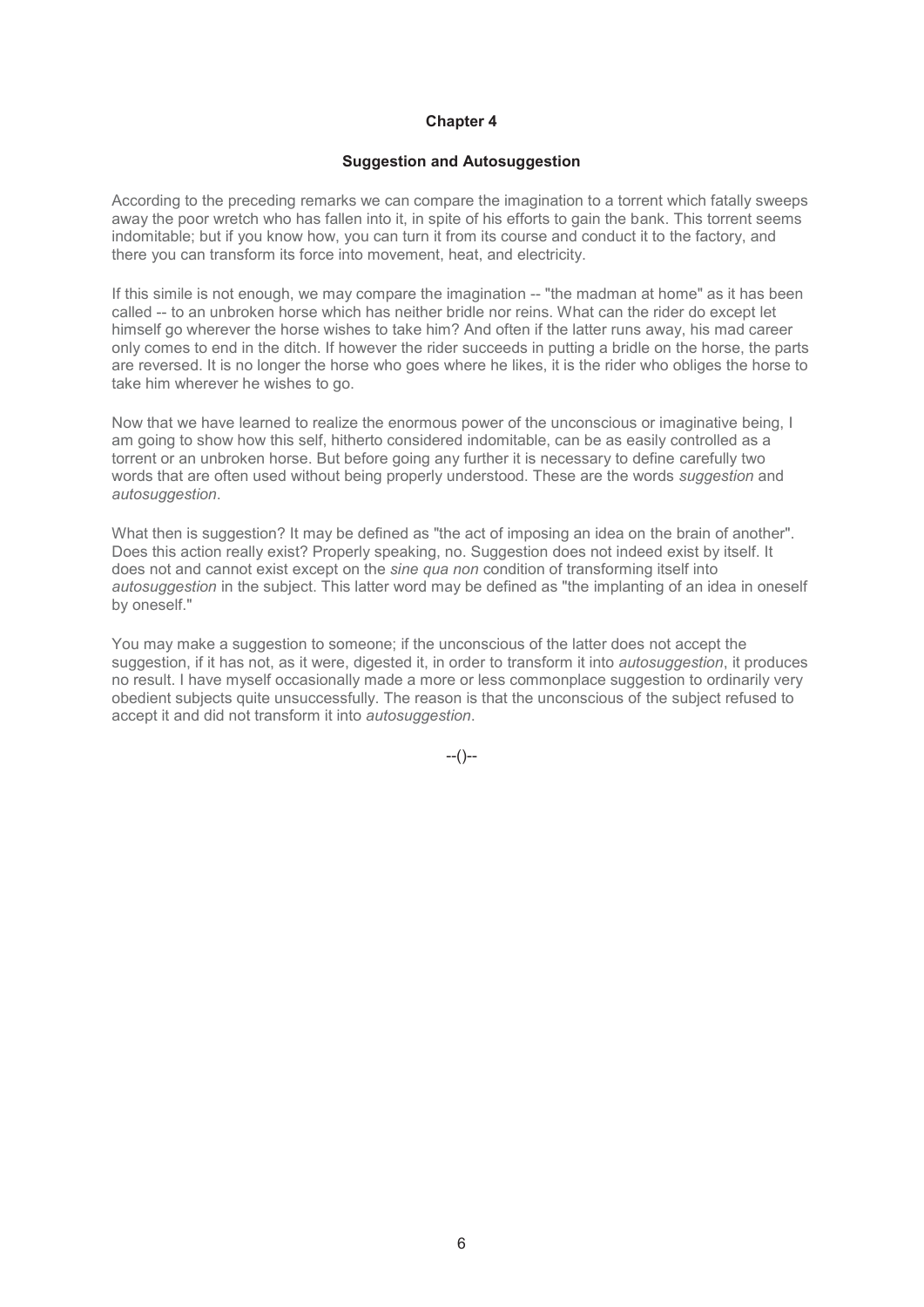## Chapter 4

### Suggestion and Autosuggestion

According to the preceding remarks we can compare the imagination to a torrent which fatally sweeps away the poor wretch who has fallen into it, in spite of his efforts to gain the bank. This torrent seems indomitable; but if you know how, you can turn it from its course and conduct it to the factory, and there you can transform its force into movement, heat, and electricity.

If this simile is not enough, we may compare the imagination -- "the madman at home" as it has been called -- to an unbroken horse which has neither bridle nor reins. What can the rider do except let himself go wherever the horse wishes to take him? And often if the latter runs away, his mad career only comes to end in the ditch. If however the rider succeeds in putting a bridle on the horse, the parts are reversed. It is no longer the horse who goes where he likes, it is the rider who obliges the horse to take him wherever he wishes to go.

Now that we have learned to realize the enormous power of the unconscious or imaginative being, I am going to show how this self, hitherto considered indomitable, can be as easily controlled as a torrent or an unbroken horse. But before going any further it is necessary to define carefully two words that are often used without being properly understood. These are the words *suggestion* and *autosuggestion*.

What then is suggestion? It may be defined as "the act of imposing an idea on the brain of another". Does this action really exist? Properly speaking, no. Suggestion does not indeed exist by itself. It does not and cannot exist except on the *sine qua non* condition of transforming itself into *autosuggestion* in the subject. This latter word may be defined as "the implanting of an idea in oneself by oneself."

You may make a suggestion to someone; if the unconscious of the latter does not accept the suggestion, if it has not, as it were, digested it, in order to transform it into *autosuggestion*, it produces no result. I have myself occasionally made a more or less commonplace suggestion to ordinarily very obedient subjects quite unsuccessfully. The reason is that the unconscious of the subject refused to accept it and did not transform it into *autosuggestion*.

--()--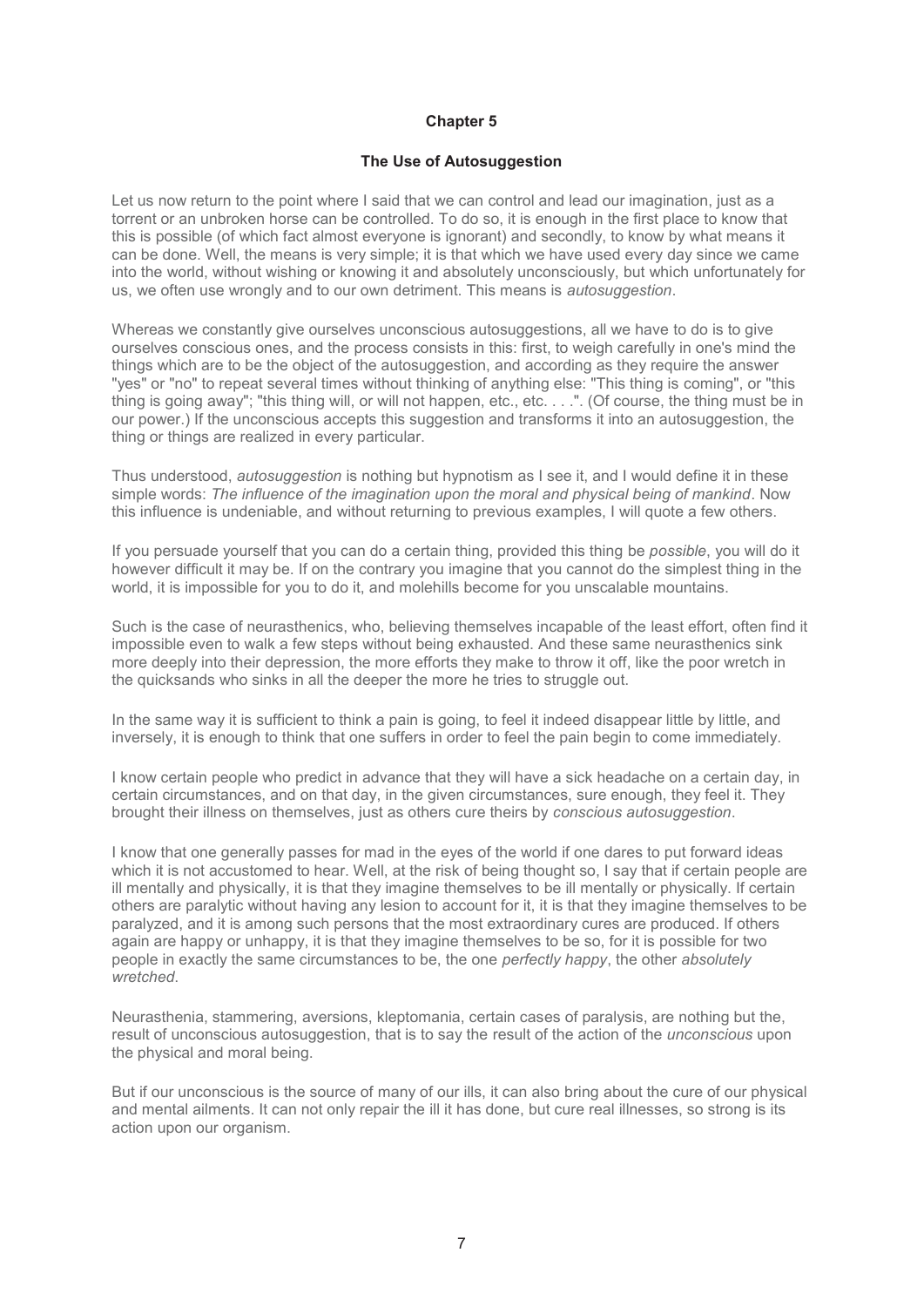## Chapter 5

### The Use of Autosuggestion

Let us now return to the point where I said that we can control and lead our imagination, just as a torrent or an unbroken horse can be controlled. To do so, it is enough in the first place to know that this is possible (of which fact almost everyone is ignorant) and secondly, to know by what means it can be done. Well, the means is very simple; it is that which we have used every day since we came into the world, without wishing or knowing it and absolutely unconsciously, but which unfortunately for us, we often use wrongly and to our own detriment. This means is *autosuggestion*.

Whereas we constantly give ourselves unconscious autosuggestions, all we have to do is to give ourselves conscious ones, and the process consists in this: first, to weigh carefully in one's mind the things which are to be the object of the autosuggestion, and according as they require the answer "yes" or "no" to repeat several times without thinking of anything else: "This thing is coming", or "this thing is going away"; "this thing will, or will not happen, etc., etc. . . .". (Of course, the thing must be in our power.) If the unconscious accepts this suggestion and transforms it into an autosuggestion, the thing or things are realized in every particular.

Thus understood, *autosuggestion* is nothing but hypnotism as I see it, and I would define it in these simple words: *The influence of the imagination upon the moral and physical being of mankind*. Now this influence is undeniable, and without returning to previous examples, I will quote a few others.

If you persuade yourself that you can do a certain thing, provided this thing be *possible*, you will do it however difficult it may be. If on the contrary you imagine that you cannot do the simplest thing in the world, it is impossible for you to do it, and molehills become for you unscalable mountains.

Such is the case of neurasthenics, who, believing themselves incapable of the least effort, often find it impossible even to walk a few steps without being exhausted. And these same neurasthenics sink more deeply into their depression, the more efforts they make to throw it off, like the poor wretch in the quicksands who sinks in all the deeper the more he tries to struggle out.

In the same way it is sufficient to think a pain is going, to feel it indeed disappear little by little, and inversely, it is enough to think that one suffers in order to feel the pain begin to come immediately.

I know certain people who predict in advance that they will have a sick headache on a certain day, in certain circumstances, and on that day, in the given circumstances, sure enough, they feel it. They brought their illness on themselves, just as others cure theirs by *conscious autosuggestion*.

I know that one generally passes for mad in the eyes of the world if one dares to put forward ideas which it is not accustomed to hear. Well, at the risk of being thought so, I say that if certain people are ill mentally and physically, it is that they imagine themselves to be ill mentally or physically. If certain others are paralytic without having any lesion to account for it, it is that they imagine themselves to be paralyzed, and it is among such persons that the most extraordinary cures are produced. If others again are happy or unhappy, it is that they imagine themselves to be so, for it is possible for two people in exactly the same circumstances to be, the one *perfectly happy*, the other *absolutely wretched*.

Neurasthenia, stammering, aversions, kleptomania, certain cases of paralysis, are nothing but the, result of unconscious autosuggestion, that is to say the result of the action of the *unconscious* upon the physical and moral being.

But if our unconscious is the source of many of our ills, it can also bring about the cure of our physical and mental ailments. It can not only repair the ill it has done, but cure real illnesses, so strong is its action upon our organism.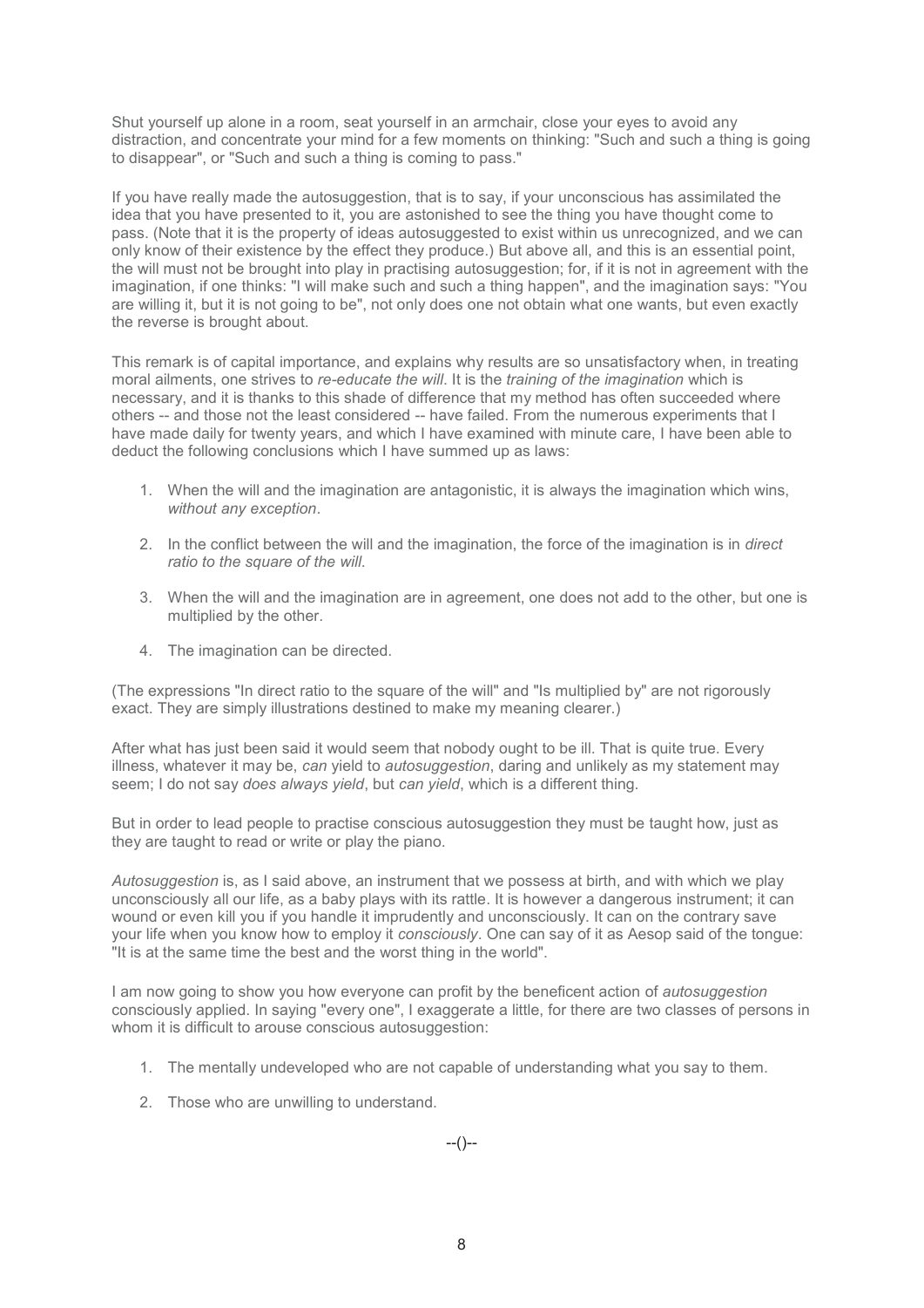Shut yourself up alone in a room, seat yourself in an armchair, close your eyes to avoid any distraction, and concentrate your mind for a few moments on thinking: "Such and such a thing is going to disappear", or "Such and such a thing is coming to pass."

If you have really made the autosuggestion, that is to say, if your unconscious has assimilated the idea that you have presented to it, you are astonished to see the thing you have thought come to pass. (Note that it is the property of ideas autosuggested to exist within us unrecognized, and we can only know of their existence by the effect they produce.) But above all, and this is an essential point, the will must not be brought into play in practising autosuggestion; for, if it is not in agreement with the imagination, if one thinks: "I will make such and such a thing happen", and the imagination says: "You are willing it, but it is not going to be", not only does one not obtain what one wants, but even exactly the reverse is brought about.

This remark is of capital importance, and explains why results are so unsatisfactory when, in treating moral ailments, one strives to *re-educate the will*. It is the *training of the imagination* which is necessary, and it is thanks to this shade of difference that my method has often succeeded where others -- and those not the least considered -- have failed. From the numerous experiments that I have made daily for twenty years, and which I have examined with minute care, I have been able to deduct the following conclusions which I have summed up as laws:

1. When the will and the imagination are antagonistic, it is always the imagination which wins, *without any exception*.
2. In the conflict between the will and the imagination, the force of the imagination is in *direct ratio to the square of the will*.
3. When the will and the imagination are in agreement, one does not add to the other, but one is multiplied by the other.
4. The imagination can be directed.

(The expressions "In direct ratio to the square of the will" and "Is multiplied by" are not rigorously exact. They are simply illustrations destined to make my meaning clearer.)

After what has just been said it would seem that nobody ought to be ill. That is quite true. Every illness, whatever it may be, *can* yield to *autosuggestion*, daring and unlikely as my statement may seem; I do not say *does always yield*, but *can yield*, which is a different thing.

But in order to lead people to practise conscious autosuggestion they must be taught how, just as they are taught to read or write or play the piano.

*Autosuggestion* is, as I said above, an instrument that we possess at birth, and with which we play unconsciously all our life, as a baby plays with its rattle. It is however a dangerous instrument; it can wound or even kill you if you handle it imprudently and unconsciously. It can on the contrary save your life when you know how to employ it *consciously*. One can say of it as Aesop said of the tongue: "It is at the same time the best and the worst thing in the world".

I am now going to show you how everyone can profit by the beneficent action of *autosuggestion* consciously applied. In saying "every one", I exaggerate a little, for there are two classes of persons in whom it is difficult to arouse conscious autosuggestion:

1. The mentally undeveloped who are not capable of understanding what you say to them.
2. Those who are unwilling to understand.

--()--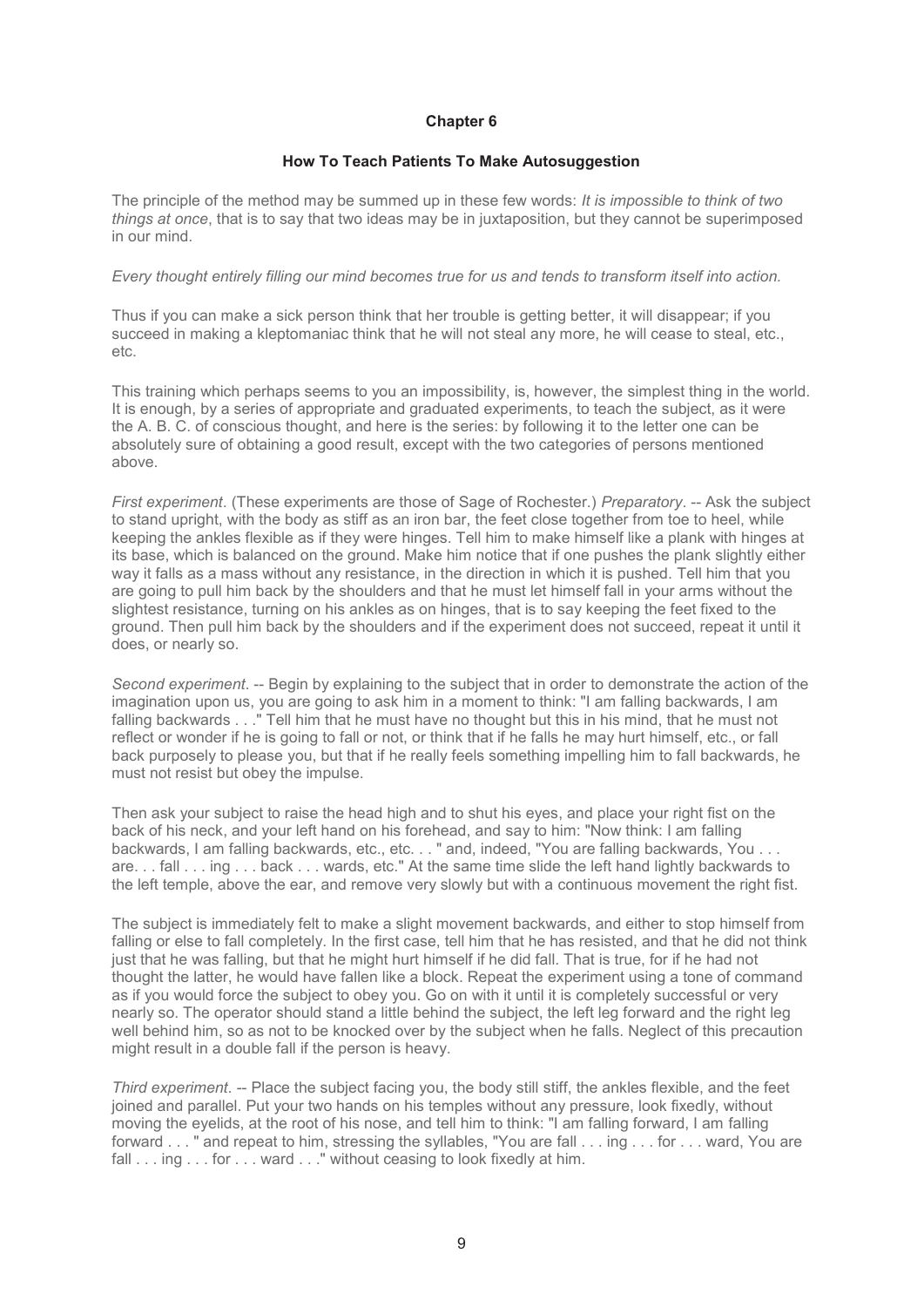# Chapter 6

## How To Teach Patients To Make Autosuggestion

The principle of the method may be summed up in these few words: *It is impossible to think of two things at once*, that is to say that two ideas may be in juxtaposition, but they cannot be superimposed in our mind.

*Every thought entirely filling our mind becomes true for us and tends to transform itself into action.*

Thus if you can make a sick person think that her trouble is getting better, it will disappear; if you succeed in making a kleptomaniac think that he will not steal any more, he will cease to steal, etc., etc.

This training which perhaps seems to you an impossibility, is, however, the simplest thing in the world. It is enough, by a series of appropriate and graduated experiments, to teach the subject, as it were the A. B. C. of conscious thought, and here is the series: by following it to the letter one can be absolutely sure of obtaining a good result, except with the two categories of persons mentioned above.

*First experiment*. (These experiments are those of Sage of Rochester.) *Preparatory*. -- Ask the subject to stand upright, with the body as stiff as an iron bar, the feet close together from toe to heel, while keeping the ankles flexible as if they were hinges. Tell him to make himself like a plank with hinges at its base, which is balanced on the ground. Make him notice that if one pushes the plank slightly either way it falls as a mass without any resistance, in the direction in which it is pushed. Tell him that you are going to pull him back by the shoulders and that he must let himself fall in your arms without the slightest resistance, turning on his ankles as on hinges, that is to say keeping the feet fixed to the ground. Then pull him back by the shoulders and if the experiment does not succeed, repeat it until it does, or nearly so.

*Second experiment*. -- Begin by explaining to the subject that in order to demonstrate the action of the imagination upon us, you are going to ask him in a moment to think: "I am falling backwards, I am falling backwards . . ." Tell him that he must have no thought but this in his mind, that he must not reflect or wonder if he is going to fall or not, or think that if he falls he may hurt himself, etc., or fall back purposely to please you, but that if he really feels something impelling him to fall backwards, he must not resist but obey the impulse.

Then ask your subject to raise the head high and to shut his eyes, and place your right fist on the back of his neck, and your left hand on his forehead, and say to him: "Now think: I am falling backwards, I am falling backwards, etc., etc. . . " and, indeed, "You are falling backwards, You . . . are. . . fall . . . ing . . . back . . . wards, etc." At the same time slide the left hand lightly backwards to the left temple, above the ear, and remove very slowly but with a continuous movement the right fist.

The subject is immediately felt to make a slight movement backwards, and either to stop himself from falling or else to fall completely. In the first case, tell him that he has resisted, and that he did not think just that he was falling, but that he might hurt himself if he did fall. That is true, for if he had not thought the latter, he would have fallen like a block. Repeat the experiment using a tone of command as if you would force the subject to obey you. Go on with it until it is completely successful or very nearly so. The operator should stand a little behind the subject, the left leg forward and the right leg well behind him, so as not to be knocked over by the subject when he falls. Neglect of this precaution might result in a double fall if the person is heavy.

*Third experiment*. -- Place the subject facing you, the body still stiff, the ankles flexible, and the feet joined and parallel. Put your two hands on his temples without any pressure, look fixedly, without moving the eyelids, at the root of his nose, and tell him to think: "I am falling forward, I am falling forward . . . " and repeat to him, stressing the syllables, "You are fall . . . ing . . . for . . . ward, You are fall . . . ing . . . for . . . ward . . ." without ceasing to look fixedly at him.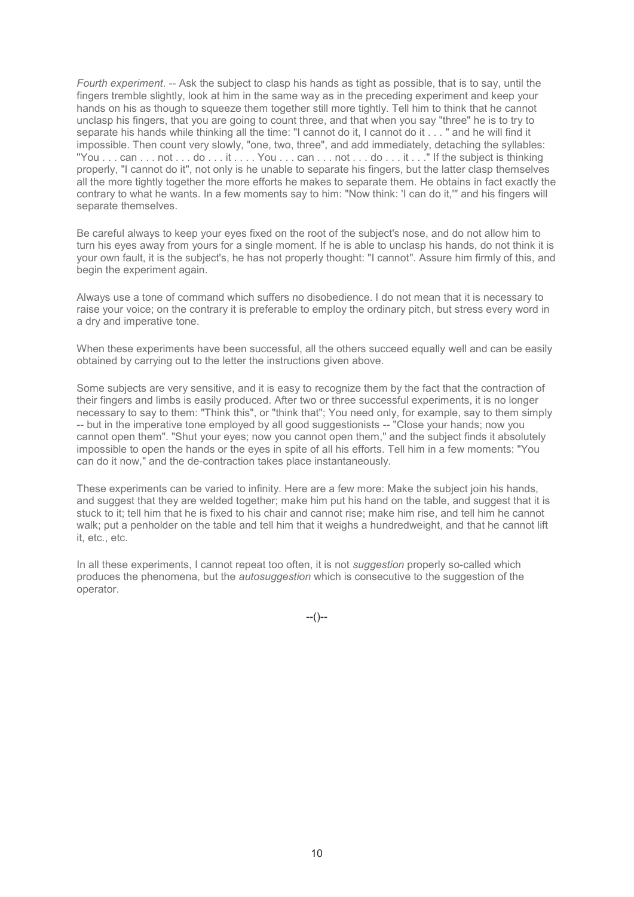*Fourth experiment*. -- Ask the subject to clasp his hands as tight as possible, that is to say, until the fingers tremble slightly, look at him in the same way as in the preceding experiment and keep your hands on his as though to squeeze them together still more tightly. Tell him to think that he cannot unclasp his fingers, that you are going to count three, and that when you say "three" he is to try to separate his hands while thinking all the time: "I cannot do it, I cannot do it . . . " and he will find it impossible. Then count very slowly, "one, two, three", and add immediately, detaching the syllables: "You . . . can . . . not . . . do . . . it . . . . You . . . can . . . not . . . do . . . it . . ." If the subject is thinking properly, "I cannot do it", not only is he unable to separate his fingers, but the latter clasp themselves all the more tightly together the more efforts he makes to separate them. He obtains in fact exactly the contrary to what he wants. In a few moments say to him: "Now think: 'I can do it,'" and his fingers will separate themselves.

Be careful always to keep your eyes fixed on the root of the subject's nose, and do not allow him to turn his eyes away from yours for a single moment. If he is able to unclasp his hands, do not think it is your own fault, it is the subject's, he has not properly thought: "I cannot". Assure him firmly of this, and begin the experiment again.

Always use a tone of command which suffers no disobedience. I do not mean that it is necessary to raise your voice; on the contrary it is preferable to employ the ordinary pitch, but stress every word in a dry and imperative tone.

When these experiments have been successful, all the others succeed equally well and can be easily obtained by carrying out to the letter the instructions given above.

Some subjects are very sensitive, and it is easy to recognize them by the fact that the contraction of their fingers and limbs is easily produced. After two or three successful experiments, it is no longer necessary to say to them: "Think this", or "think that"; You need only, for example, say to them simply -- but in the imperative tone employed by all good suggestionists -- "Close your hands; now you cannot open them". "Shut your eyes; now you cannot open them," and the subject finds it absolutely impossible to open the hands or the eyes in spite of all his efforts. Tell him in a few moments: "You can do it now," and the de-contraction takes place instantaneously.

These experiments can be varied to infinity. Here are a few more: Make the subject join his hands, and suggest that they are welded together; make him put his hand on the table, and suggest that it is stuck to it; tell him that he is fixed to his chair and cannot rise; make him rise, and tell him he cannot walk; put a penholder on the table and tell him that it weighs a hundredweight, and that he cannot lift it, etc., etc.

In all these experiments, I cannot repeat too often, it is not *suggestion* properly so-called which produces the phenomena, but the *autosuggestion* which is consecutive to the suggestion of the operator.

--()--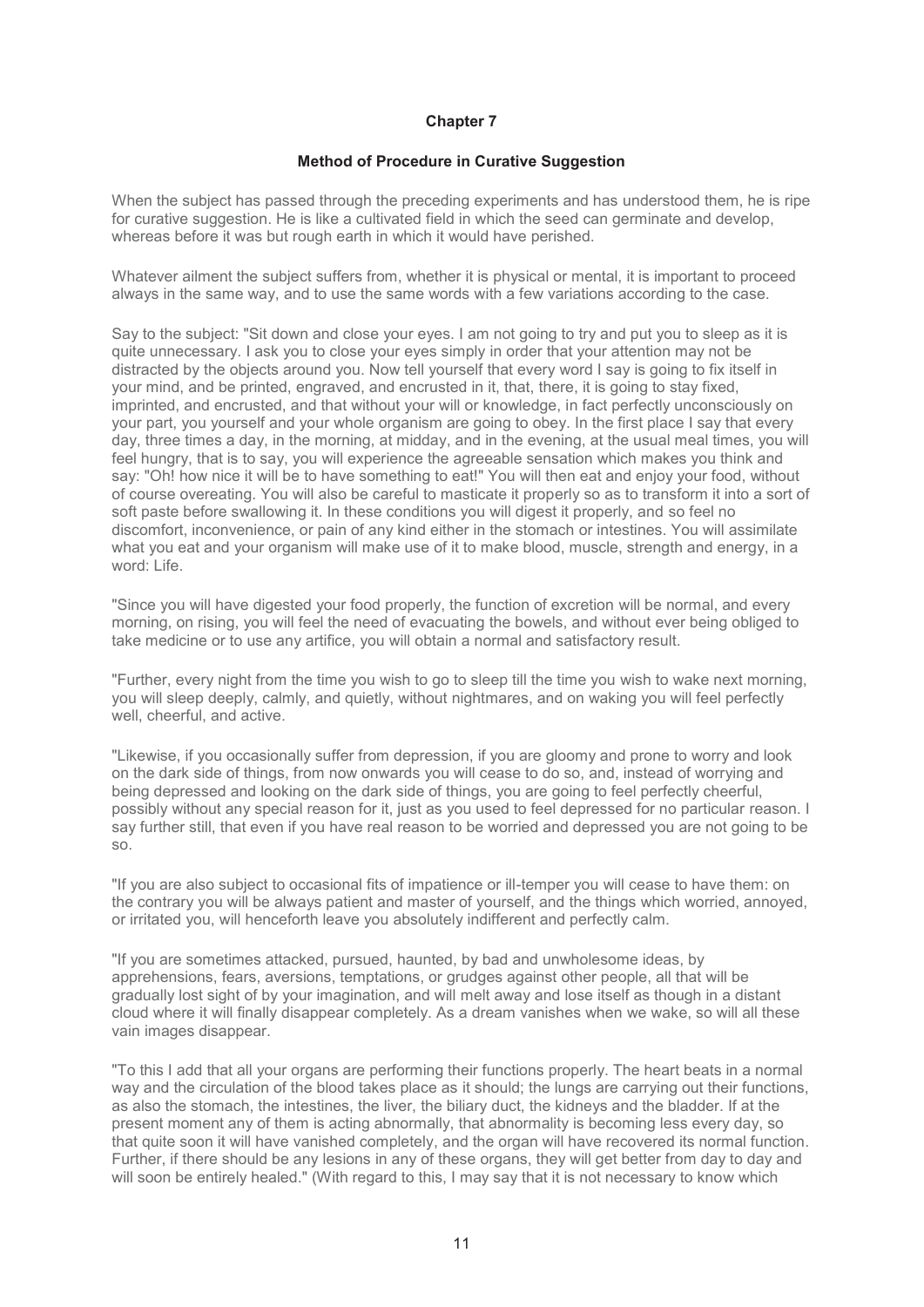## Chapter 7

### Method of Procedure in Curative Suggestion

When the subject has passed through the preceding experiments and has understood them, he is ripe for curative suggestion. He is like a cultivated field in which the seed can germinate and develop, whereas before it was but rough earth in which it would have perished.

Whatever ailment the subject suffers from, whether it is physical or mental, it is important to proceed always in the same way, and to use the same words with a few variations according to the case.

Say to the subject: "Sit down and close your eyes. I am not going to try and put you to sleep as it is quite unnecessary. I ask you to close your eyes simply in order that your attention may not be distracted by the objects around you. Now tell yourself that every word I say is going to fix itself in your mind, and be printed, engraved, and encrusted in it, that, there, it is going to stay fixed, imprinted, and encrusted, and that without your will or knowledge, in fact perfectly unconsciously on your part, you yourself and your whole organism are going to obey. In the first place I say that every day, three times a day, in the morning, at midday, and in the evening, at the usual meal times, you will feel hungry, that is to say, you will experience the agreeable sensation which makes you think and say: "Oh! how nice it will be to have something to eat!" You will then eat and enjoy your food, without of course overeating. You will also be careful to masticate it properly so as to transform it into a sort of soft paste before swallowing it. In these conditions you will digest it properly, and so feel no discomfort, inconvenience, or pain of any kind either in the stomach or intestines. You will assimilate what you eat and your organism will make use of it to make blood, muscle, strength and energy, in a word: Life.

"Since you will have digested your food properly, the function of excretion will be normal, and every morning, on rising, you will feel the need of evacuating the bowels, and without ever being obliged to take medicine or to use any artifice, you will obtain a normal and satisfactory result.

"Further, every night from the time you wish to go to sleep till the time you wish to wake next morning, you will sleep deeply, calmly, and quietly, without nightmares, and on waking you will feel perfectly well, cheerful, and active.

"Likewise, if you occasionally suffer from depression, if you are gloomy and prone to worry and look on the dark side of things, from now onwards you will cease to do so, and, instead of worrying and being depressed and looking on the dark side of things, you are going to feel perfectly cheerful, possibly without any special reason for it, just as you used to feel depressed for no particular reason. I say further still, that even if you have real reason to be worried and depressed you are not going to be so.

"If you are also subject to occasional fits of impatience or ill-temper you will cease to have them: on the contrary you will be always patient and master of yourself, and the things which worried, annoyed, or irritated you, will henceforth leave you absolutely indifferent and perfectly calm.

"If you are sometimes attacked, pursued, haunted, by bad and unwholesome ideas, by apprehensions, fears, aversions, temptations, or grudges against other people, all that will be gradually lost sight of by your imagination, and will melt away and lose itself as though in a distant cloud where it will finally disappear completely. As a dream vanishes when we wake, so will all these vain images disappear.

"To this I add that all your organs are performing their functions properly. The heart beats in a normal way and the circulation of the blood takes place as it should; the lungs are carrying out their functions, as also the stomach, the intestines, the liver, the biliary duct, the kidneys and the bladder. If at the present moment any of them is acting abnormally, that abnormality is becoming less every day, so that quite soon it will have vanished completely, and the organ will have recovered its normal function. Further, if there should be any lesions in any of these organs, they will get better from day to day and will soon be entirely healed." (With regard to this, I may say that it is not necessary to know which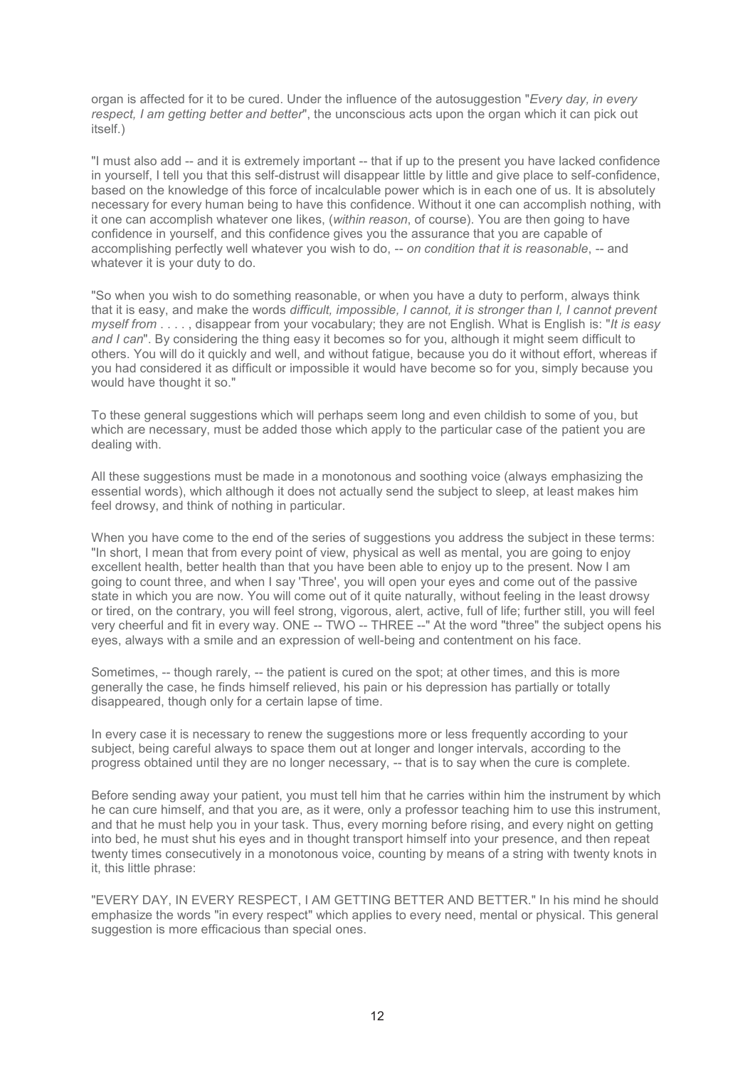organ is affected for it to be cured. Under the influence of the autosuggestion "*Every day, in every respect, I am getting better and better*", the unconscious acts upon the organ which it can pick out itself.)

"I must also add -- and it is extremely important -- that if up to the present you have lacked confidence in yourself, I tell you that this self-distrust will disappear little by little and give place to self-confidence, based on the knowledge of this force of incalculable power which is in each one of us. It is absolutely necessary for every human being to have this confidence. Without it one can accomplish nothing, with it one can accomplish whatever one likes, (*within reason*, of course). You are then going to have confidence in yourself, and this confidence gives you the assurance that you are capable of accomplishing perfectly well whatever you wish to do, -- *on condition that it is reasonable*, -- and whatever it is your duty to do.

"So when you wish to do something reasonable, or when you have a duty to perform, always think that it is easy, and make the words *difficult, impossible, I cannot, it is stronger than I, I cannot prevent myself from* . . . . , disappear from your vocabulary; they are not English. What is English is: "*It is easy and I can*". By considering the thing easy it becomes so for you, although it might seem difficult to others. You will do it quickly and well, and without fatigue, because you do it without effort, whereas if you had considered it as difficult or impossible it would have become so for you, simply because you would have thought it so."

To these general suggestions which will perhaps seem long and even childish to some of you, but which are necessary, must be added those which apply to the particular case of the patient you are dealing with.

All these suggestions must be made in a monotonous and soothing voice (always emphasizing the essential words), which although it does not actually send the subject to sleep, at least makes him feel drowsy, and think of nothing in particular.

When you have come to the end of the series of suggestions you address the subject in these terms: "In short, I mean that from every point of view, physical as well as mental, you are going to enjoy excellent health, better health than that you have been able to enjoy up to the present. Now I am going to count three, and when I say 'Three', you will open your eyes and come out of the passive state in which you are now. You will come out of it quite naturally, without feeling in the least drowsy or tired, on the contrary, you will feel strong, vigorous, alert, active, full of life; further still, you will feel very cheerful and fit in every way. ONE -- TWO -- THREE --" At the word "three" the subject opens his eyes, always with a smile and an expression of well-being and contentment on his face.

Sometimes, -- though rarely, -- the patient is cured on the spot; at other times, and this is more generally the case, he finds himself relieved, his pain or his depression has partially or totally disappeared, though only for a certain lapse of time.

In every case it is necessary to renew the suggestions more or less frequently according to your subject, being careful always to space them out at longer and longer intervals, according to the progress obtained until they are no longer necessary, -- that is to say when the cure is complete.

Before sending away your patient, you must tell him that he carries within him the instrument by which he can cure himself, and that you are, as it were, only a professor teaching him to use this instrument, and that he must help you in your task. Thus, every morning before rising, and every night on getting into bed, he must shut his eyes and in thought transport himself into your presence, and then repeat twenty times consecutively in a monotonous voice, counting by means of a string with twenty knots in it, this little phrase:

"EVERY DAY, IN EVERY RESPECT, I AM GETTING BETTER AND BETTER." In his mind he should emphasize the words "in every respect" which applies to every need, mental or physical. This general suggestion is more efficacious than special ones.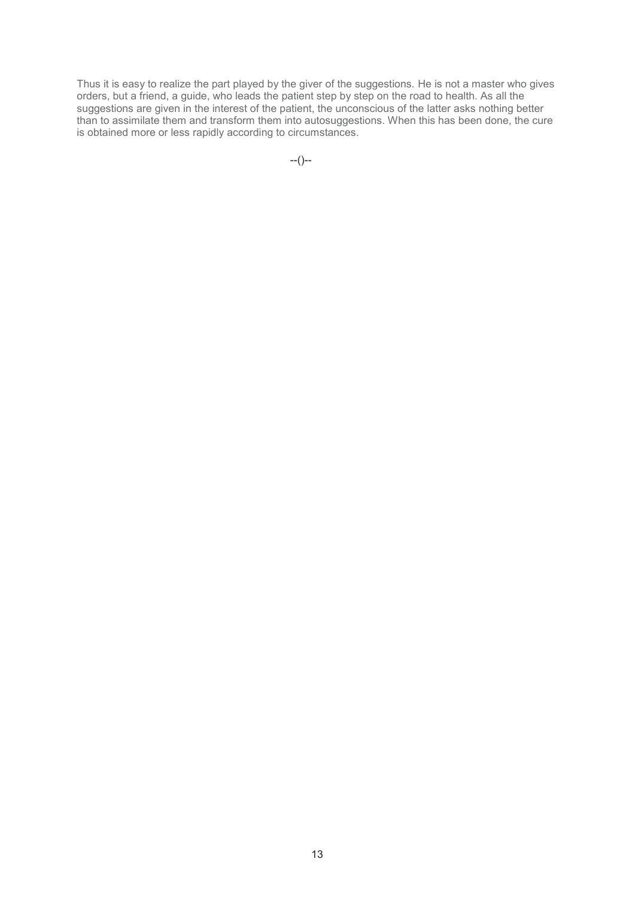Thus it is easy to realize the part played by the giver of the suggestions. He is not a master who gives orders, but a friend, a guide, who leads the patient step by step on the road to health. As all the suggestions are given in the interest of the patient, the unconscious of the latter asks nothing better than to assimilate them and transform them into autosuggestions. When this has been done, the cure is obtained more or less rapidly according to circumstances.

--()--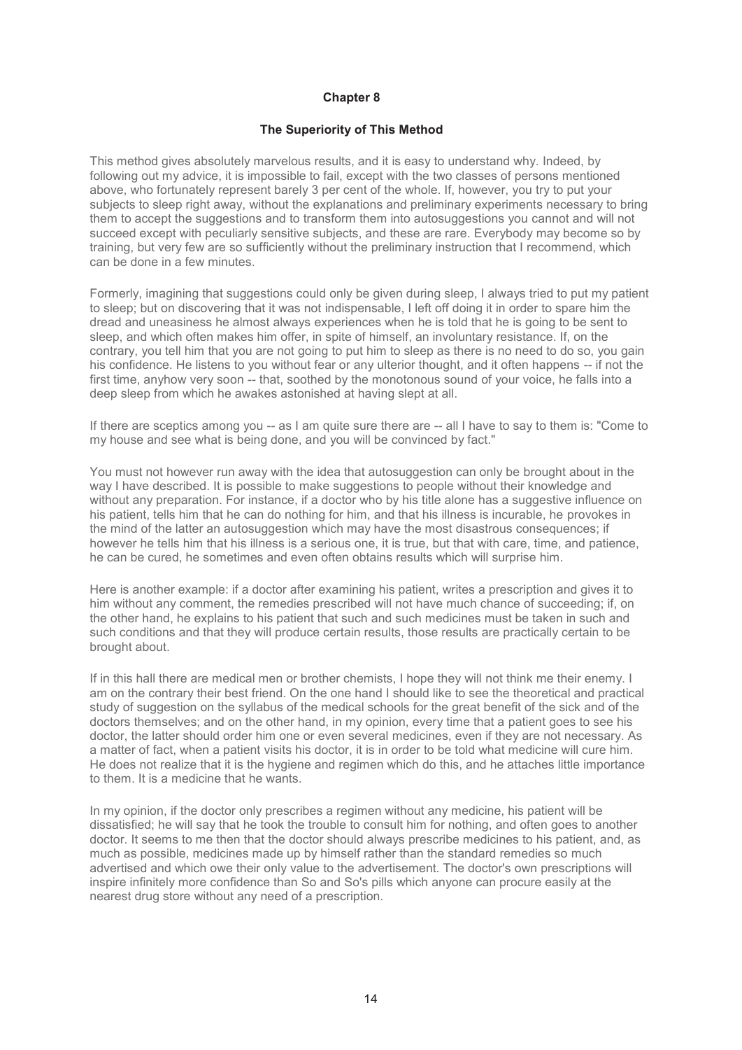## Chapter 8

### The Superiority of This Method

This method gives absolutely marvelous results, and it is easy to understand why. Indeed, by following out my advice, it is impossible to fail, except with the two classes of persons mentioned above, who fortunately represent barely 3 per cent of the whole. If, however, you try to put your subjects to sleep right away, without the explanations and preliminary experiments necessary to bring them to accept the suggestions and to transform them into autosuggestions you cannot and will not succeed except with peculiarly sensitive subjects, and these are rare. Everybody may become so by training, but very few are so sufficiently without the preliminary instruction that I recommend, which can be done in a few minutes.

Formerly, imagining that suggestions could only be given during sleep, I always tried to put my patient to sleep; but on discovering that it was not indispensable, I left off doing it in order to spare him the dread and uneasiness he almost always experiences when he is told that he is going to be sent to sleep, and which often makes him offer, in spite of himself, an involuntary resistance. If, on the contrary, you tell him that you are not going to put him to sleep as there is no need to do so, you gain his confidence. He listens to you without fear or any ulterior thought, and it often happens -- if not the first time, anyhow very soon -- that, soothed by the monotonous sound of your voice, he falls into a deep sleep from which he awakes astonished at having slept at all.

If there are sceptics among you -- as I am quite sure there are -- all I have to say to them is: "Come to my house and see what is being done, and you will be convinced by fact."

You must not however run away with the idea that autosuggestion can only be brought about in the way I have described. It is possible to make suggestions to people without their knowledge and without any preparation. For instance, if a doctor who by his title alone has a suggestive influence on his patient, tells him that he can do nothing for him, and that his illness is incurable, he provokes in the mind of the latter an autosuggestion which may have the most disastrous consequences; if however he tells him that his illness is a serious one, it is true, but that with care, time, and patience, he can be cured, he sometimes and even often obtains results which will surprise him.

Here is another example: if a doctor after examining his patient, writes a prescription and gives it to him without any comment, the remedies prescribed will not have much chance of succeeding; if, on the other hand, he explains to his patient that such and such medicines must be taken in such and such conditions and that they will produce certain results, those results are practically certain to be brought about.

If in this hall there are medical men or brother chemists, I hope they will not think me their enemy. I am on the contrary their best friend. On the one hand I should like to see the theoretical and practical study of suggestion on the syllabus of the medical schools for the great benefit of the sick and of the doctors themselves; and on the other hand, in my opinion, every time that a patient goes to see his doctor, the latter should order him one or even several medicines, even if they are not necessary. As a matter of fact, when a patient visits his doctor, it is in order to be told what medicine will cure him. He does not realize that it is the hygiene and regimen which do this, and he attaches little importance to them. It is a medicine that he wants.

In my opinion, if the doctor only prescribes a regimen without any medicine, his patient will be dissatisfied; he will say that he took the trouble to consult him for nothing, and often goes to another doctor. It seems to me then that the doctor should always prescribe medicines to his patient, and, as much as possible, medicines made up by himself rather than the standard remedies so much advertised and which owe their only value to the advertisement. The doctor's own prescriptions will inspire infinitely more confidence than So and So's pills which anyone can procure easily at the nearest drug store without any need of a prescription.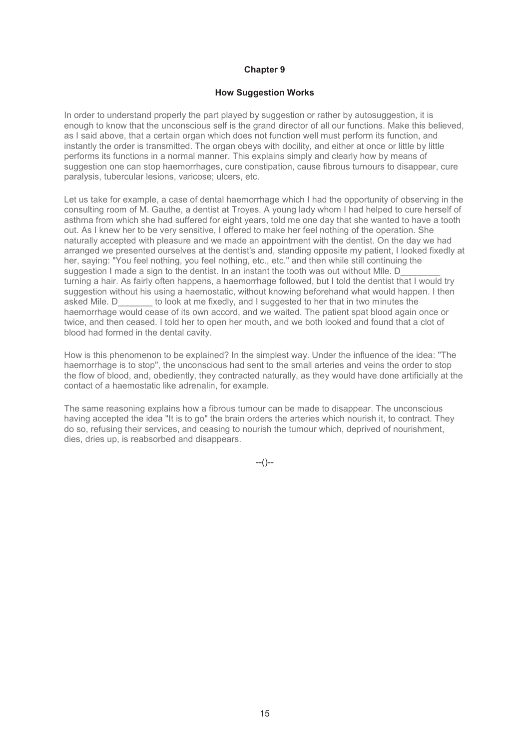## Chapter 9

### How Suggestion Works

In order to understand properly the part played by suggestion or rather by autosuggestion, it is enough to know that the unconscious self is the grand director of all our functions. Make this believed, as I said above, that a certain organ which does not function well must perform its function, and instantly the order is transmitted. The organ obeys with docility, and either at once or little by little performs its functions in a normal manner. This explains simply and clearly how by means of suggestion one can stop haemorrhages, cure constipation, cause fibrous tumours to disappear, cure paralysis, tubercular lesions, varicose; ulcers, etc.

Let us take for example, a case of dental haemorrhage which I had the opportunity of observing in the consulting room of M. Gauthe, a dentist at Troyes. A young lady whom I had helped to cure herself of asthma from which she had suffered for eight years, told me one day that she wanted to have a tooth out. As I knew her to be very sensitive, I offered to make her feel nothing of the operation. She naturally accepted with pleasure and we made an appointment with the dentist. On the day we had arranged we presented ourselves at the dentist's and, standing opposite my patient, I looked fixedly at her, saying: "You feel nothing, you feel nothing, etc., etc." and then while still continuing the suggestion I made a sign to the dentist. In an instant the tooth was out without Mlle. D________ turning a hair. As fairly often happens, a haemorrhage followed, but I told the dentist that I would try suggestion without his using a haemostatic, without knowing beforehand what would happen. I then asked Mile. D_______ to look at me fixedly, and I suggested to her that in two minutes the haemorrhage would cease of its own accord, and we waited. The patient spat blood again once or twice, and then ceased. I told her to open her mouth, and we both looked and found that a clot of blood had formed in the dental cavity.

How is this phenomenon to be explained? In the simplest way. Under the influence of the idea: "The haemorrhage is to stop", the unconscious had sent to the small arteries and veins the order to stop the flow of blood, and, obediently, they contracted naturally, as they would have done artificially at the contact of a haemostatic like adrenalin, for example.

The same reasoning explains how a fibrous tumour can be made to disappear. The unconscious having accepted the idea "It is to go" the brain orders the arteries which nourish it, to contract. They do so, refusing their services, and ceasing to nourish the tumour which, deprived of nourishment, dies, dries up, is reabsorbed and disappears.

--()--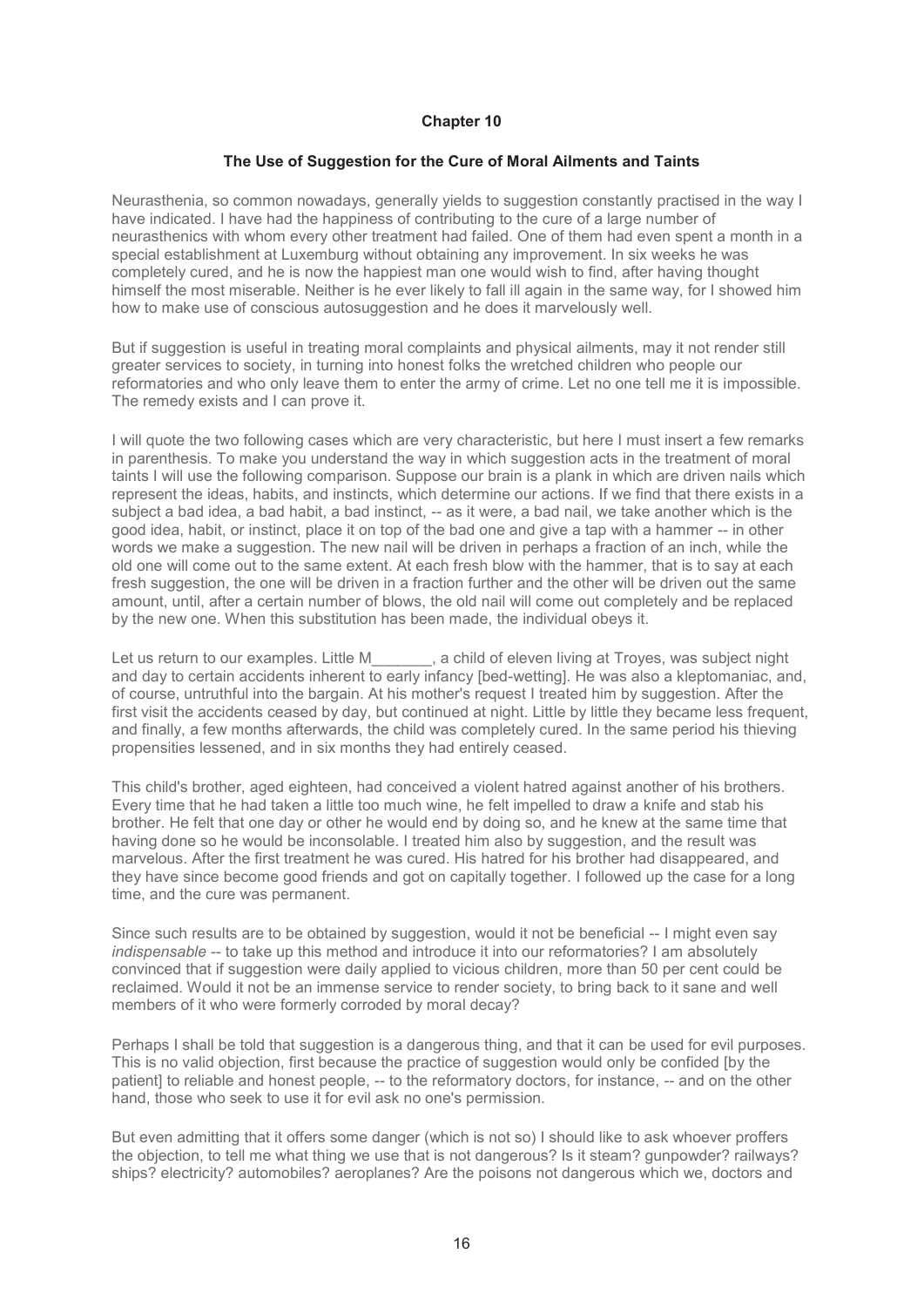# Chapter 10

## The Use of Suggestion for the Cure of Moral Ailments and Taints

Neurasthenia, so common nowadays, generally yields to suggestion constantly practised in the way I have indicated. I have had the happiness of contributing to the cure of a large number of neurasthenics with whom every other treatment had failed. One of them had even spent a month in a special establishment at Luxemburg without obtaining any improvement. In six weeks he was completely cured, and he is now the happiest man one would wish to find, after having thought himself the most miserable. Neither is he ever likely to fall ill again in the same way, for I showed him how to make use of conscious autosuggestion and he does it marvelously well.

But if suggestion is useful in treating moral complaints and physical ailments, may it not render still greater services to society, in turning into honest folks the wretched children who people our reformatories and who only leave them to enter the army of crime. Let no one tell me it is impossible. The remedy exists and I can prove it.

I will quote the two following cases which are very characteristic, but here I must insert a few remarks in parenthesis. To make you understand the way in which suggestion acts in the treatment of moral taints I will use the following comparison. Suppose our brain is a plank in which are driven nails which represent the ideas, habits, and instincts, which determine our actions. If we find that there exists in a subject a bad idea, a bad habit, a bad instinct, -- as it were, a bad nail, we take another which is the good idea, habit, or instinct, place it on top of the bad one and give a tap with a hammer -- in other words we make a suggestion. The new nail will be driven in perhaps a fraction of an inch, while the old one will come out to the same extent. At each fresh blow with the hammer, that is to say at each fresh suggestion, the one will be driven in a fraction further and the other will be driven out the same amount, until, after a certain number of blows, the old nail will come out completely and be replaced by the new one. When this substitution has been made, the individual obeys it.

Let us return to our examples. Little M_______, a child of eleven living at Troyes, was subject night and day to certain accidents inherent to early infancy [bed-wetting]. He was also a kleptomaniac, and, of course, untruthful into the bargain. At his mother's request I treated him by suggestion. After the first visit the accidents ceased by day, but continued at night. Little by little they became less frequent, and finally, a few months afterwards, the child was completely cured. In the same period his thieving propensities lessened, and in six months they had entirely ceased.

This child's brother, aged eighteen, had conceived a violent hatred against another of his brothers. Every time that he had taken a little too much wine, he felt impelled to draw a knife and stab his brother. He felt that one day or other he would end by doing so, and he knew at the same time that having done so he would be inconsolable. I treated him also by suggestion, and the result was marvelous. After the first treatment he was cured. His hatred for his brother had disappeared, and they have since become good friends and got on capitally together. I followed up the case for a long time, and the cure was permanent.

Since such results are to be obtained by suggestion, would it not be beneficial -- I might even say *indispensable* -- to take up this method and introduce it into our reformatories? I am absolutely convinced that if suggestion were daily applied to vicious children, more than 50 per cent could be reclaimed. Would it not be an immense service to render society, to bring back to it sane and well members of it who were formerly corroded by moral decay?

Perhaps I shall be told that suggestion is a dangerous thing, and that it can be used for evil purposes. This is no valid objection, first because the practice of suggestion would only be confided [by the patient] to reliable and honest people, -- to the reformatory doctors, for instance, -- and on the other hand, those who seek to use it for evil ask no one's permission.

But even admitting that it offers some danger (which is not so) I should like to ask whoever proffers the objection, to tell me what thing we use that is not dangerous? Is it steam? gunpowder? railways? ships? electricity? automobiles? aeroplanes? Are the poisons not dangerous which we, doctors and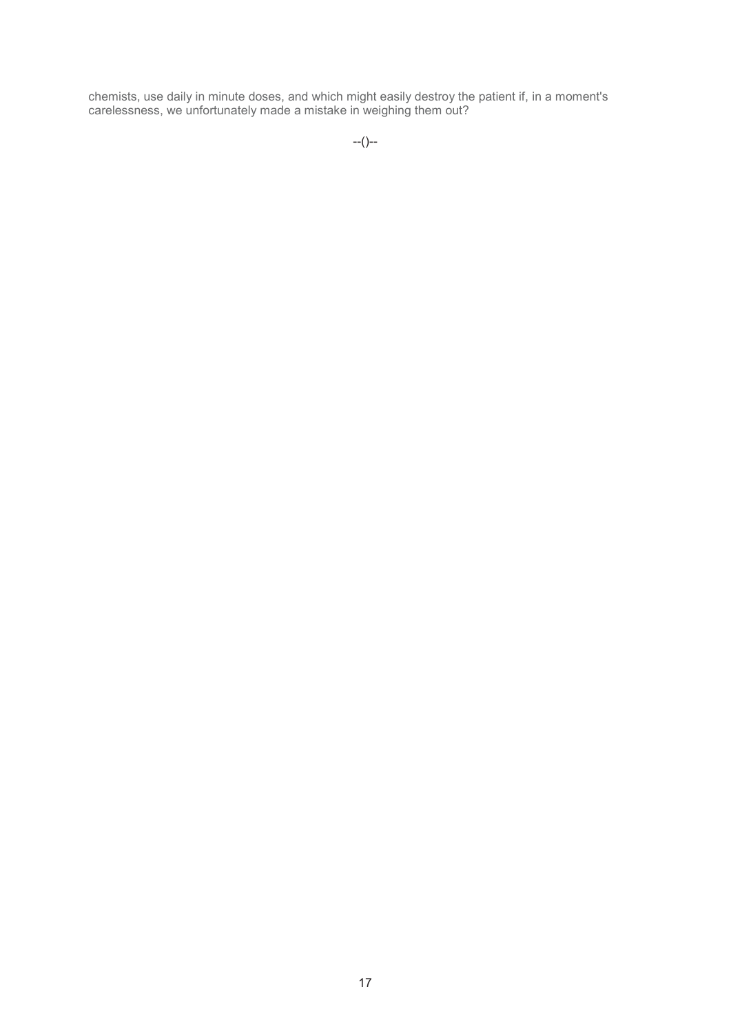chemists, use daily in minute doses, and which might easily destroy the patient if, in a moment's carelessness, we unfortunately made a mistake in weighing them out?

--()--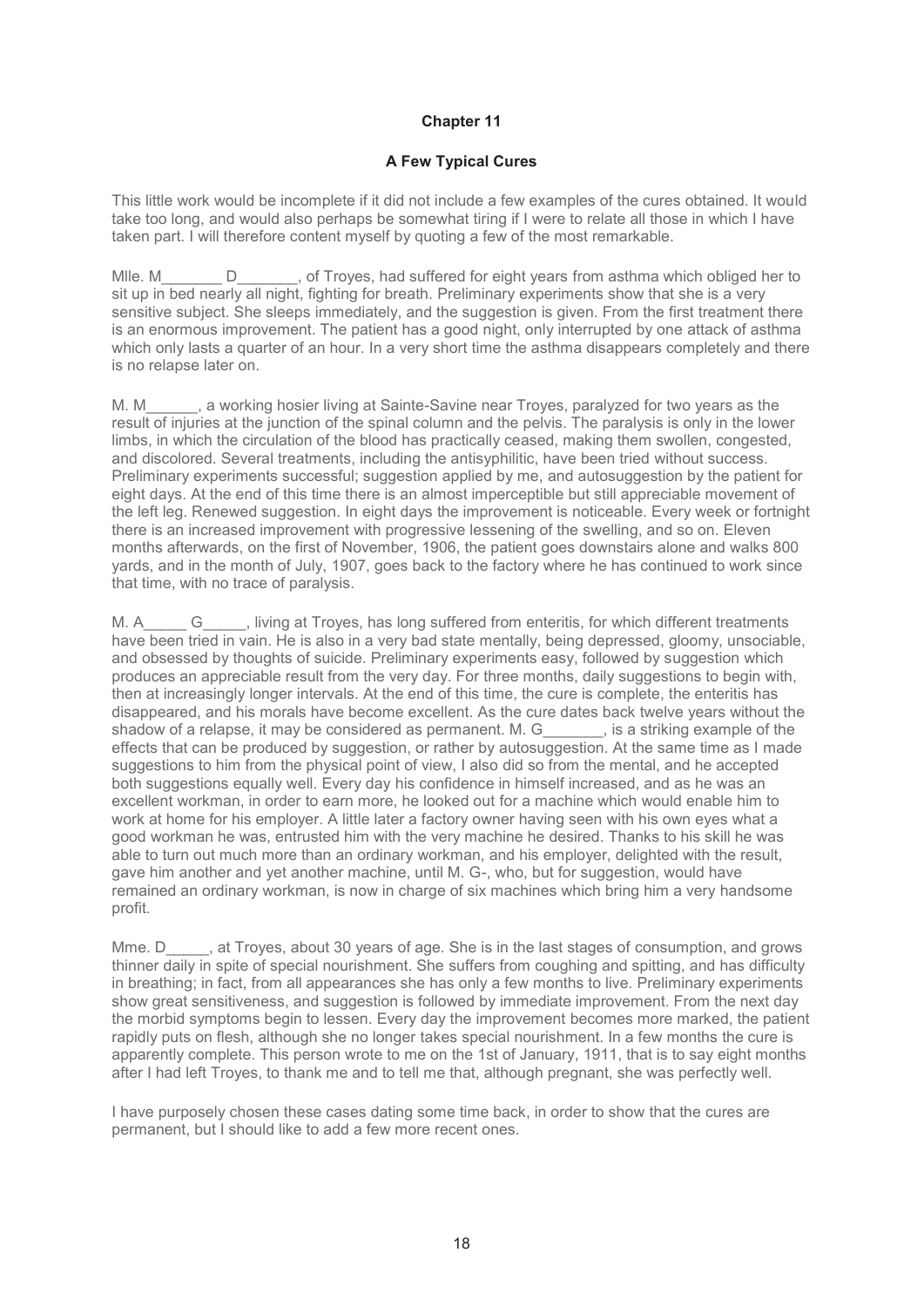## Chapter 11

### A Few Typical Cures

This little work would be incomplete if it did not include a few examples of the cures obtained. It would take too long, and would also perhaps be somewhat tiring if I were to relate all those in which I have taken part. I will therefore content myself by quoting a few of the most remarkable.

Mlle. M_______ D_______, of Troyes, had suffered for eight years from asthma which obliged her to sit up in bed nearly all night, fighting for breath. Preliminary experiments show that she is a very sensitive subject. She sleeps immediately, and the suggestion is given. From the first treatment there is an enormous improvement. The patient has a good night, only interrupted by one attack of asthma which only lasts a quarter of an hour. In a very short time the asthma disappears completely and there is no relapse later on.

M. M______, a working hosier living at Sainte-Savine near Troyes, paralyzed for two years as the result of injuries at the junction of the spinal column and the pelvis. The paralysis is only in the lower limbs, in which the circulation of the blood has practically ceased, making them swollen, congested, and discolored. Several treatments, including the antisyphilitic, have been tried without success. Preliminary experiments successful; suggestion applied by me, and autosuggestion by the patient for eight days. At the end of this time there is an almost imperceptible but still appreciable movement of the left leg. Renewed suggestion. In eight days the improvement is noticeable. Every week or fortnight there is an increased improvement with progressive lessening of the swelling, and so on. Eleven months afterwards, on the first of November, 1906, the patient goes downstairs alone and walks 800 yards, and in the month of July, 1907, goes back to the factory where he has continued to work since that time, with no trace of paralysis.

M. A_____ G_____, living at Troyes, has long suffered from enteritis, for which different treatments have been tried in vain. He is also in a very bad state mentally, being depressed, gloomy, unsociable, and obsessed by thoughts of suicide. Preliminary experiments easy, followed by suggestion which produces an appreciable result from the very day. For three months, daily suggestions to begin with, then at increasingly longer intervals. At the end of this time, the cure is complete, the enteritis has disappeared, and his morals have become excellent. As the cure dates back twelve years without the shadow of a relapse, it may be considered as permanent. M. G_______, is a striking example of the effects that can be produced by suggestion, or rather by autosuggestion. At the same time as I made suggestions to him from the physical point of view, I also did so from the mental, and he accepted both suggestions equally well. Every day his confidence in himself increased, and as he was an excellent workman, in order to earn more, he looked out for a machine which would enable him to work at home for his employer. A little later a factory owner having seen with his own eyes what a good workman he was, entrusted him with the very machine he desired. Thanks to his skill he was able to turn out much more than an ordinary workman, and his employer, delighted with the result, gave him another and yet another machine, until M. G-, who, but for suggestion, would have remained an ordinary workman, is now in charge of six machines which bring him a very handsome profit.

Mme. D_____, at Troyes, about 30 years of age. She is in the last stages of consumption, and grows thinner daily in spite of special nourishment. She suffers from coughing and spitting, and has difficulty in breathing; in fact, from all appearances she has only a few months to live. Preliminary experiments show great sensitiveness, and suggestion is followed by immediate improvement. From the next day the morbid symptoms begin to lessen. Every day the improvement becomes more marked, the patient rapidly puts on flesh, although she no longer takes special nourishment. In a few months the cure is apparently complete. This person wrote to me on the 1st of January, 1911, that is to say eight months after I had left Troyes, to thank me and to tell me that, although pregnant, she was perfectly well.

I have purposely chosen these cases dating some time back, in order to show that the cures are permanent, but I should like to add a few more recent ones.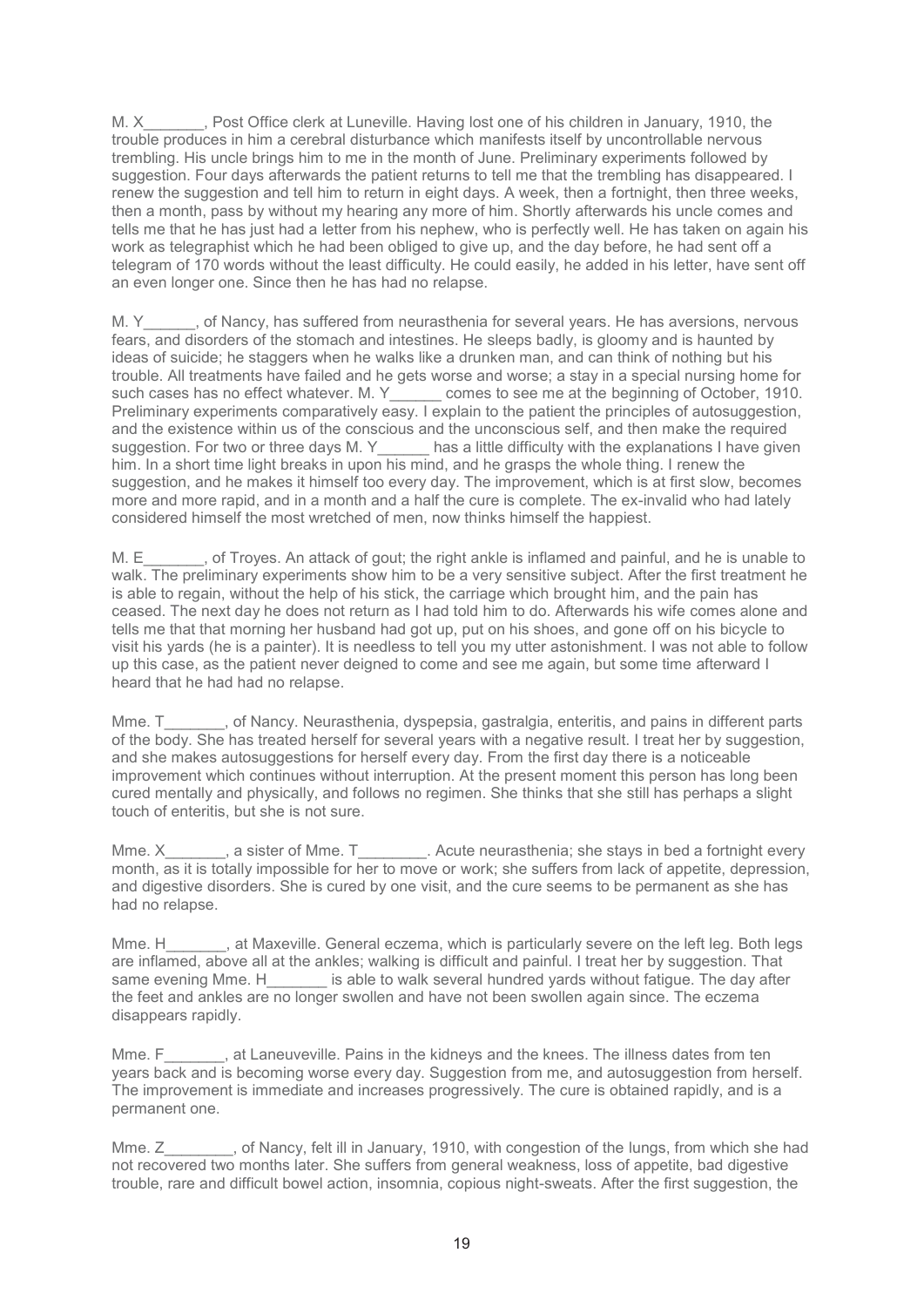M. X_______, Post Office clerk at Luneville. Having lost one of his children in January, 1910, the trouble produces in him a cerebral disturbance which manifests itself by uncontrollable nervous trembling. His uncle brings him to me in the month of June. Preliminary experiments followed by suggestion. Four days afterwards the patient returns to tell me that the trembling has disappeared. I renew the suggestion and tell him to return in eight days. A week, then a fortnight, then three weeks, then a month, pass by without my hearing any more of him. Shortly afterwards his uncle comes and tells me that he has just had a letter from his nephew, who is perfectly well. He has taken on again his work as telegraphist which he had been obliged to give up, and the day before, he had sent off a telegram of 170 words without the least difficulty. He could easily, he added in his letter, have sent off an even longer one. Since then he has had no relapse.

M. Y______, of Nancy, has suffered from neurasthenia for several years. He has aversions, nervous fears, and disorders of the stomach and intestines. He sleeps badly, is gloomy and is haunted by ideas of suicide; he staggers when he walks like a drunken man, and can think of nothing but his trouble. All treatments have failed and he gets worse and worse; a stay in a special nursing home for such cases has no effect whatever. M. Y______ comes to see me at the beginning of October, 1910. Preliminary experiments comparatively easy. I explain to the patient the principles of autosuggestion, and the existence within us of the conscious and the unconscious self, and then make the required suggestion. For two or three days M. Y______ has a little difficulty with the explanations I have given him. In a short time light breaks in upon his mind, and he grasps the whole thing. I renew the suggestion, and he makes it himself too every day. The improvement, which is at first slow, becomes more and more rapid, and in a month and a half the cure is complete. The ex-invalid who had lately considered himself the most wretched of men, now thinks himself the happiest.

M. E_______, of Troyes. An attack of gout; the right ankle is inflamed and painful, and he is unable to walk. The preliminary experiments show him to be a very sensitive subject. After the first treatment he is able to regain, without the help of his stick, the carriage which brought him, and the pain has ceased. The next day he does not return as I had told him to do. Afterwards his wife comes alone and tells me that that morning her husband had got up, put on his shoes, and gone off on his bicycle to visit his yards (he is a painter). It is needless to tell you my utter astonishment. I was not able to follow up this case, as the patient never deigned to come and see me again, but some time afterward I heard that he had had no relapse.

Mme. T_______, of Nancy. Neurasthenia, dyspepsia, gastralgia, enteritis, and pains in different parts of the body. She has treated herself for several years with a negative result. I treat her by suggestion, and she makes autosuggestions for herself every day. From the first day there is a noticeable improvement which continues without interruption. At the present moment this person has long been cured mentally and physically, and follows no regimen. She thinks that she still has perhaps a slight touch of enteritis, but she is not sure.

Mme. X_______, a sister of Mme. T________. Acute neurasthenia; she stays in bed a fortnight every month, as it is totally impossible for her to move or work; she suffers from lack of appetite, depression, and digestive disorders. She is cured by one visit, and the cure seems to be permanent as she has had no relapse.

Mme. H_______, at Maxeville. General eczema, which is particularly severe on the left leg. Both legs are inflamed, above all at the ankles; walking is difficult and painful. I treat her by suggestion. That same evening Mme. H_______ is able to walk several hundred yards without fatigue. The day after the feet and ankles are no longer swollen and have not been swollen again since. The eczema disappears rapidly.

Mme. F_______, at Laneuveville. Pains in the kidneys and the knees. The illness dates from ten years back and is becoming worse every day. Suggestion from me, and autosuggestion from herself. The improvement is immediate and increases progressively. The cure is obtained rapidly, and is a permanent one.

Mme. Z________, of Nancy, felt ill in January, 1910, with congestion of the lungs, from which she had not recovered two months later. She suffers from general weakness, loss of appetite, bad digestive trouble, rare and difficult bowel action, insomnia, copious night-sweats. After the first suggestion, the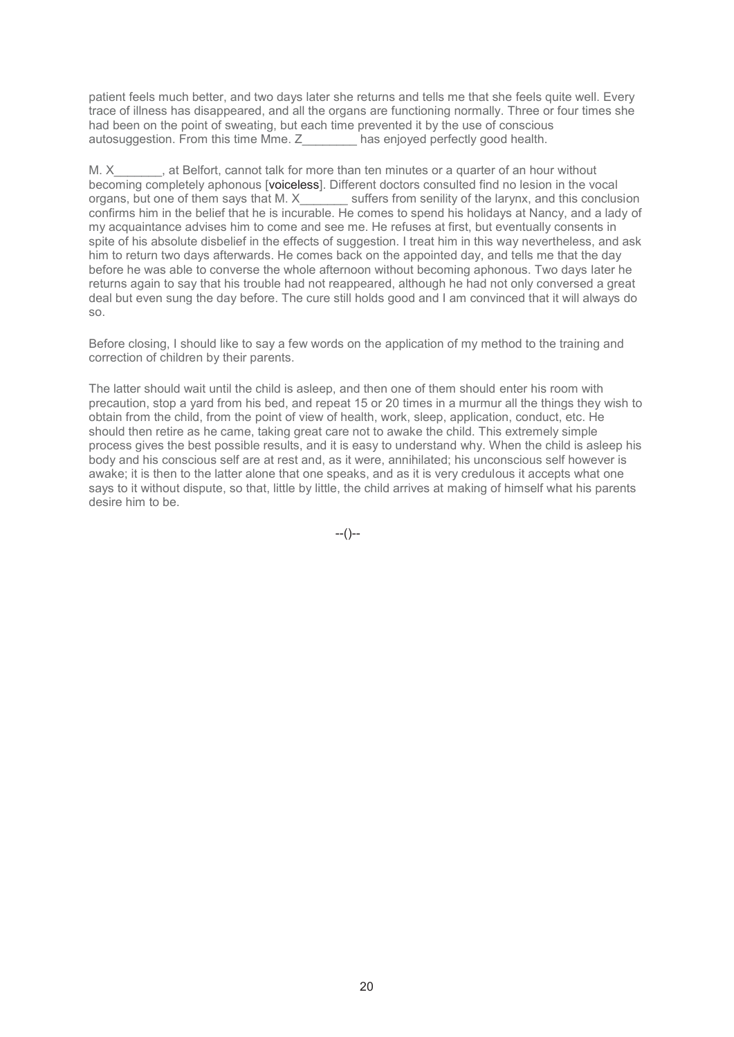patient feels much better, and two days later she returns and tells me that she feels quite well. Every trace of illness has disappeared, and all the organs are functioning normally. Three or four times she had been on the point of sweating, but each time prevented it by the use of conscious autosuggestion. From this time Mme. Z________ has enjoyed perfectly good health.

M. X_______, at Belfort, cannot talk for more than ten minutes or a quarter of an hour without becoming completely aphonous [voiceless]. Different doctors consulted find no lesion in the vocal organs, but one of them says that M. X_______ suffers from senility of the larynx, and this conclusion confirms him in the belief that he is incurable. He comes to spend his holidays at Nancy, and a lady of my acquaintance advises him to come and see me. He refuses at first, but eventually consents in spite of his absolute disbelief in the effects of suggestion. I treat him in this way nevertheless, and ask him to return two days afterwards. He comes back on the appointed day, and tells me that the day before he was able to converse the whole afternoon without becoming aphonous. Two days later he returns again to say that his trouble had not reappeared, although he had not only conversed a great deal but even sung the day before. The cure still holds good and I am convinced that it will always do so.

Before closing, I should like to say a few words on the application of my method to the training and correction of children by their parents.

The latter should wait until the child is asleep, and then one of them should enter his room with precaution, stop a yard from his bed, and repeat 15 or 20 times in a murmur all the things they wish to obtain from the child, from the point of view of health, work, sleep, application, conduct, etc. He should then retire as he came, taking great care not to awake the child. This extremely simple process gives the best possible results, and it is easy to understand why. When the child is asleep his body and his conscious self are at rest and, as it were, annihilated; his unconscious self however is awake; it is then to the latter alone that one speaks, and as it is very credulous it accepts what one says to it without dispute, so that, little by little, the child arrives at making of himself what his parents desire him to be.

--()--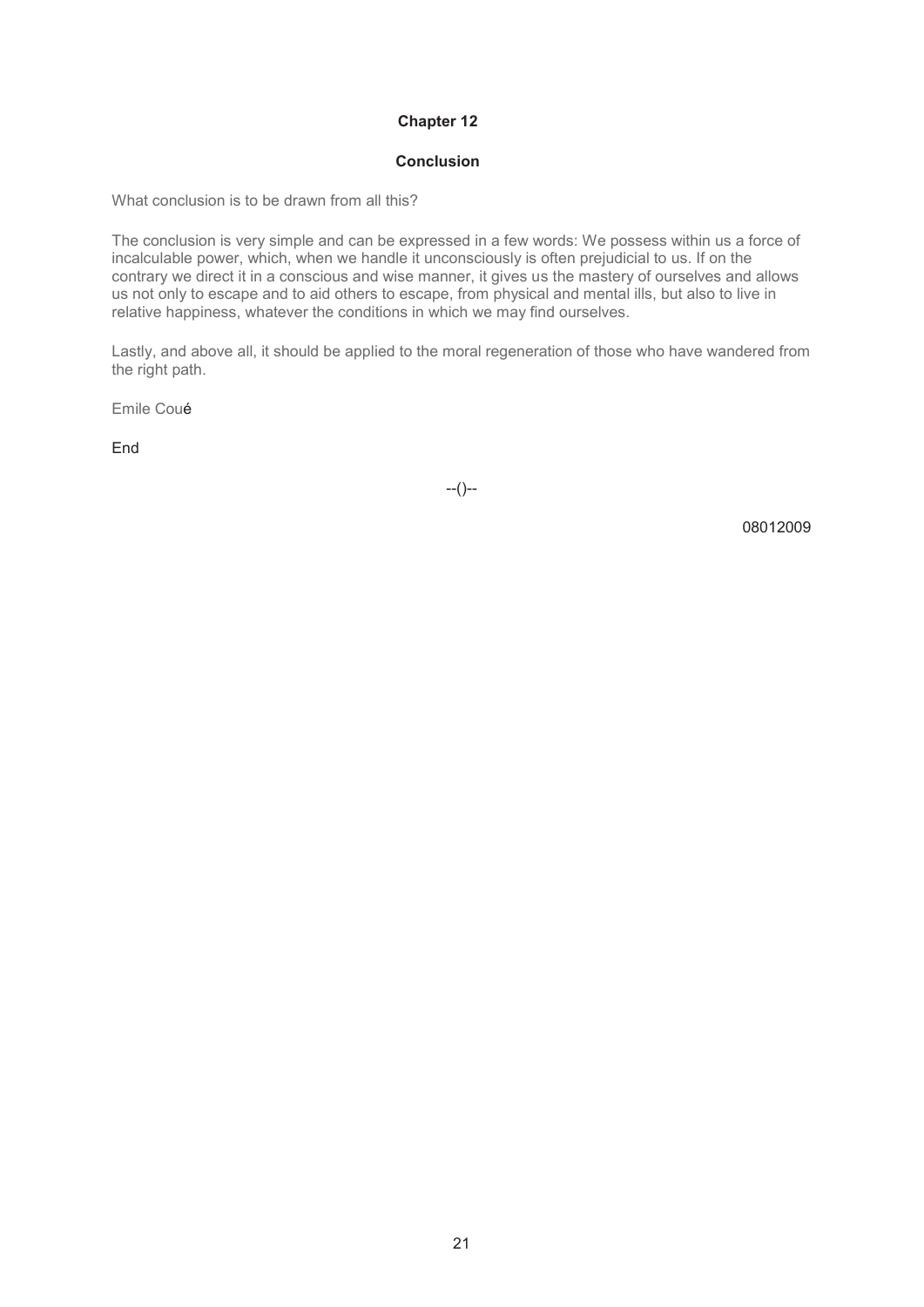## Chapter 12

### Conclusion

What conclusion is to be drawn from all this?

The conclusion is very simple and can be expressed in a few words: We possess within us a force of incalculable power, which, when we handle it unconsciously is often prejudicial to us. If on the contrary we direct it in a conscious and wise manner, it gives us the mastery of ourselves and allows us not only to escape and to aid others to escape, from physical and mental ills, but also to live in relative happiness, whatever the conditions in which we may find ourselves.

Lastly, and above all, it should be applied to the moral regeneration of those who have wandered from the right path.

Emile Coué

End

--()--

08012009